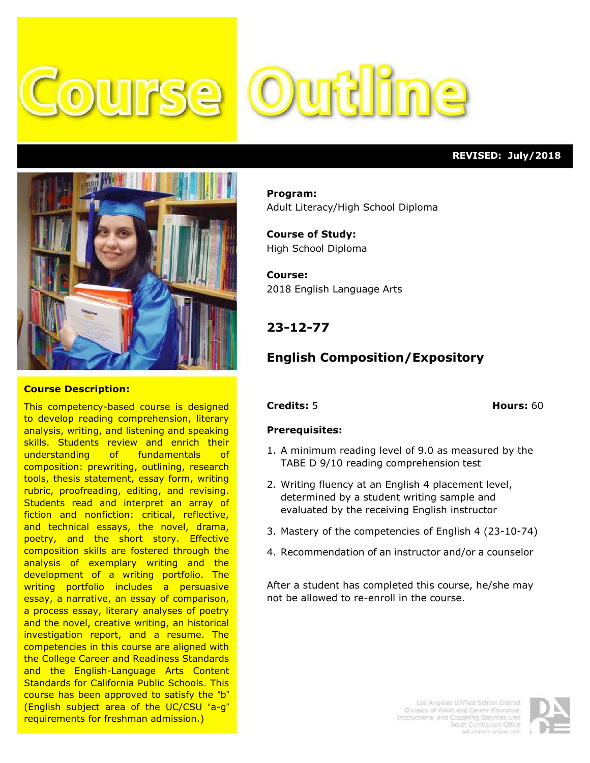# Course Outline

**REVISED: July/2018**

**Program:**
Adult Literacy/High School Diploma

**Course of Study:**
High School Diploma

**Course:**
2018 English Language Arts

## 23-12-77

## English Composition/Expository

**Credits:** 5 **Hours:** 60

**Prerequisites:**

1. A minimum reading level of 9.0 as measured by the TABE D 9/10 reading comprehension test
2. Writing fluency at an English 4 placement level, determined by a student writing sample and evaluated by the receiving English instructor
3. Mastery of the competencies of English 4 (23-10-74)
4. Recommendation of an instructor and/or a counselor

After a student has completed this course, he/she may not be allowed to re-enroll in the course.

**Course Description:**

This competency-based course is designed to develop reading comprehension, literary analysis, writing, and listening and speaking skills. Students review and enrich their understanding of fundamentals of composition: prewriting, outlining, research tools, thesis statement, essay form, writing rubric, proofreading, editing, and revising. Students read and interpret an array of fiction and nonfiction: critical, reflective, and technical essays, the novel, drama, poetry, and the short story. Effective composition skills are fostered through the analysis of exemplary writing and the development of a writing portfolio. The writing portfolio includes a persuasive essay, a narrative, an essay of comparison, a process essay, literary analyses of poetry and the novel, creative writing, an historical investigation report, and a resume. The competencies in this course are aligned with the College Career and Readiness Standards and the English-Language Arts Content Standards for California Public Schools. This course has been approved to satisfy the "b" (English subject area of the UC/CSU "a-g" requirements for freshman admission.)

Los Angeles Unified School District
Division of Adult and Career Education
Instructional and Counseling Services Unit
Adult Curriculum Office
adultinstruction.org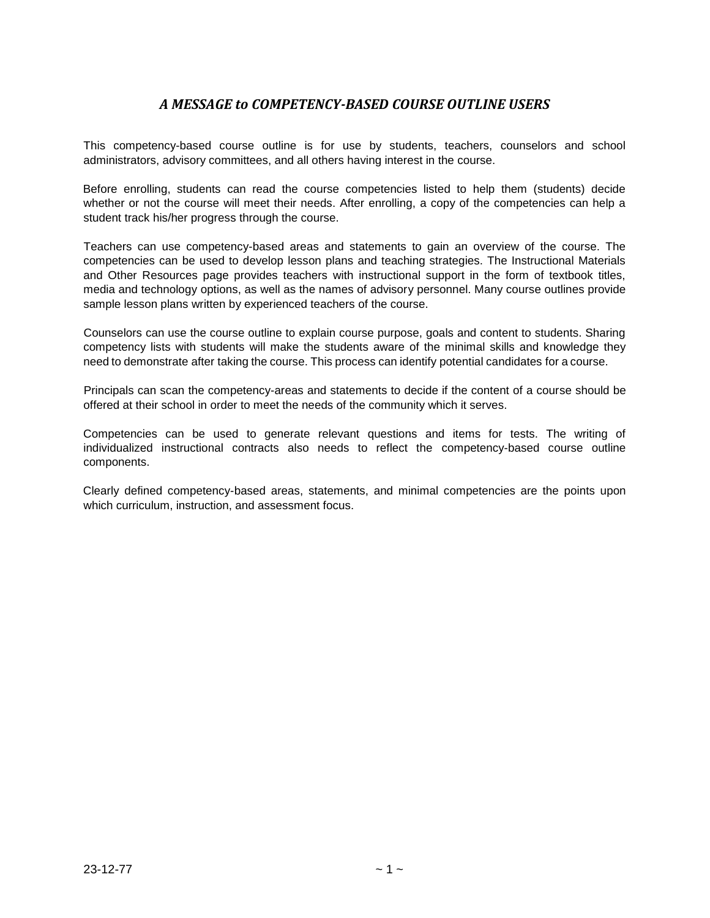## *A MESSAGE to COMPETENCY-BASED COURSE OUTLINE USERS*

This competency-based course outline is for use by students, teachers, counselors and school administrators, advisory committees, and all others having interest in the course.

Before enrolling, students can read the course competencies listed to help them (students) decide whether or not the course will meet their needs. After enrolling, a copy of the competencies can help a student track his/her progress through the course.

Teachers can use competency-based areas and statements to gain an overview of the course. The competencies can be used to develop lesson plans and teaching strategies. The Instructional Materials and Other Resources page provides teachers with instructional support in the form of textbook titles, media and technology options, as well as the names of advisory personnel. Many course outlines provide sample lesson plans written by experienced teachers of the course.

Counselors can use the course outline to explain course purpose, goals and content to students. Sharing competency lists with students will make the students aware of the minimal skills and knowledge they need to demonstrate after taking the course. This process can identify potential candidates for a course.

Principals can scan the competency-areas and statements to decide if the content of a course should be offered at their school in order to meet the needs of the community which it serves.

Competencies can be used to generate relevant questions and items for tests. The writing of individualized instructional contracts also needs to reflect the competency-based course outline components.

Clearly defined competency-based areas, statements, and minimal competencies are the points upon which curriculum, instruction, and assessment focus.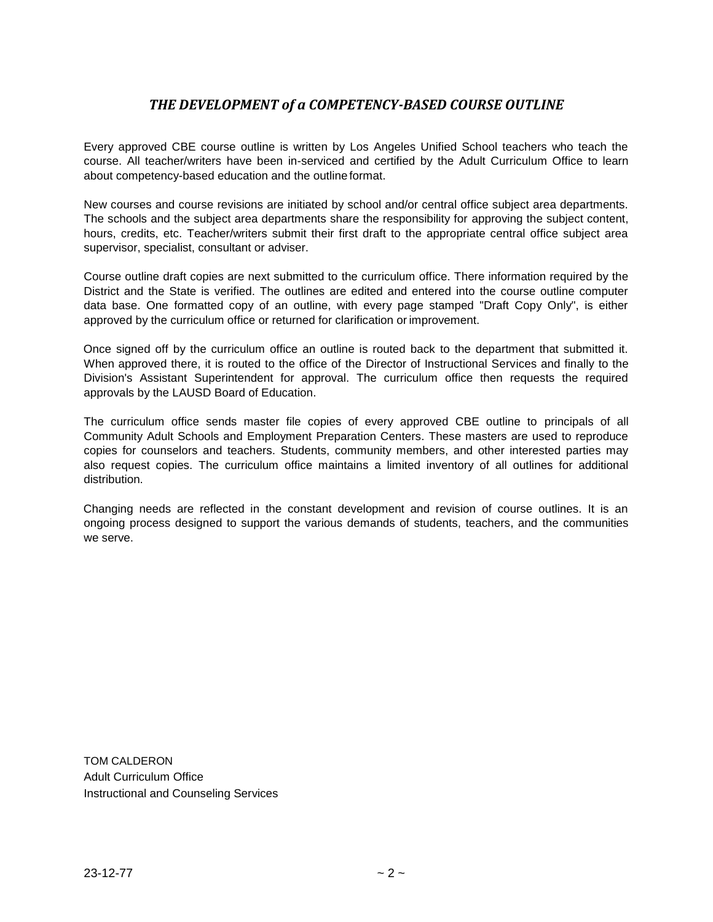## *THE DEVELOPMENT of a COMPETENCY-BASED COURSE OUTLINE*

Every approved CBE course outline is written by Los Angeles Unified School teachers who teach the course. All teacher/writers have been in-serviced and certified by the Adult Curriculum Office to learn about competency-based education and the outline format.

New courses and course revisions are initiated by school and/or central office subject area departments. The schools and the subject area departments share the responsibility for approving the subject content, hours, credits, etc. Teacher/writers submit their first draft to the appropriate central office subject area supervisor, specialist, consultant or adviser.

Course outline draft copies are next submitted to the curriculum office. There information required by the District and the State is verified. The outlines are edited and entered into the course outline computer data base. One formatted copy of an outline, with every page stamped "Draft Copy Only", is either approved by the curriculum office or returned for clarification or improvement.

Once signed off by the curriculum office an outline is routed back to the department that submitted it. When approved there, it is routed to the office of the Director of Instructional Services and finally to the Division's Assistant Superintendent for approval. The curriculum office then requests the required approvals by the LAUSD Board of Education.

The curriculum office sends master file copies of every approved CBE outline to principals of all Community Adult Schools and Employment Preparation Centers. These masters are used to reproduce copies for counselors and teachers. Students, community members, and other interested parties may also request copies. The curriculum office maintains a limited inventory of all outlines for additional distribution.

Changing needs are reflected in the constant development and revision of course outlines. It is an ongoing process designed to support the various demands of students, teachers, and the communities we serve.

TOM CALDERON
Adult Curriculum Office
Instructional and Counseling Services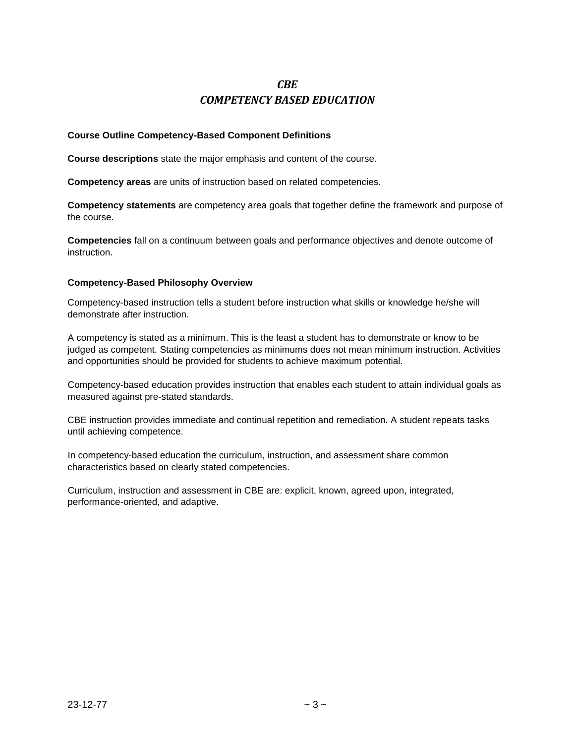# *CBE*
# *COMPETENCY BASED EDUCATION*

**Course Outline Competency-Based Component Definitions**

**Course descriptions** state the major emphasis and content of the course.

**Competency areas** are units of instruction based on related competencies.

**Competency statements** are competency area goals that together define the framework and purpose of the course.

**Competencies** fall on a continuum between goals and performance objectives and denote outcome of instruction.

**Competency-Based Philosophy Overview**

Competency-based instruction tells a student before instruction what skills or knowledge he/she will demonstrate after instruction.

A competency is stated as a minimum. This is the least a student has to demonstrate or know to be judged as competent. Stating competencies as minimums does not mean minimum instruction. Activities and opportunities should be provided for students to achieve maximum potential.

Competency-based education provides instruction that enables each student to attain individual goals as measured against pre-stated standards.

CBE instruction provides immediate and continual repetition and remediation. A student repeats tasks until achieving competence.

In competency-based education the curriculum, instruction, and assessment share common characteristics based on clearly stated competencies.

Curriculum, instruction and assessment in CBE are: explicit, known, agreed upon, integrated, performance-oriented, and adaptive.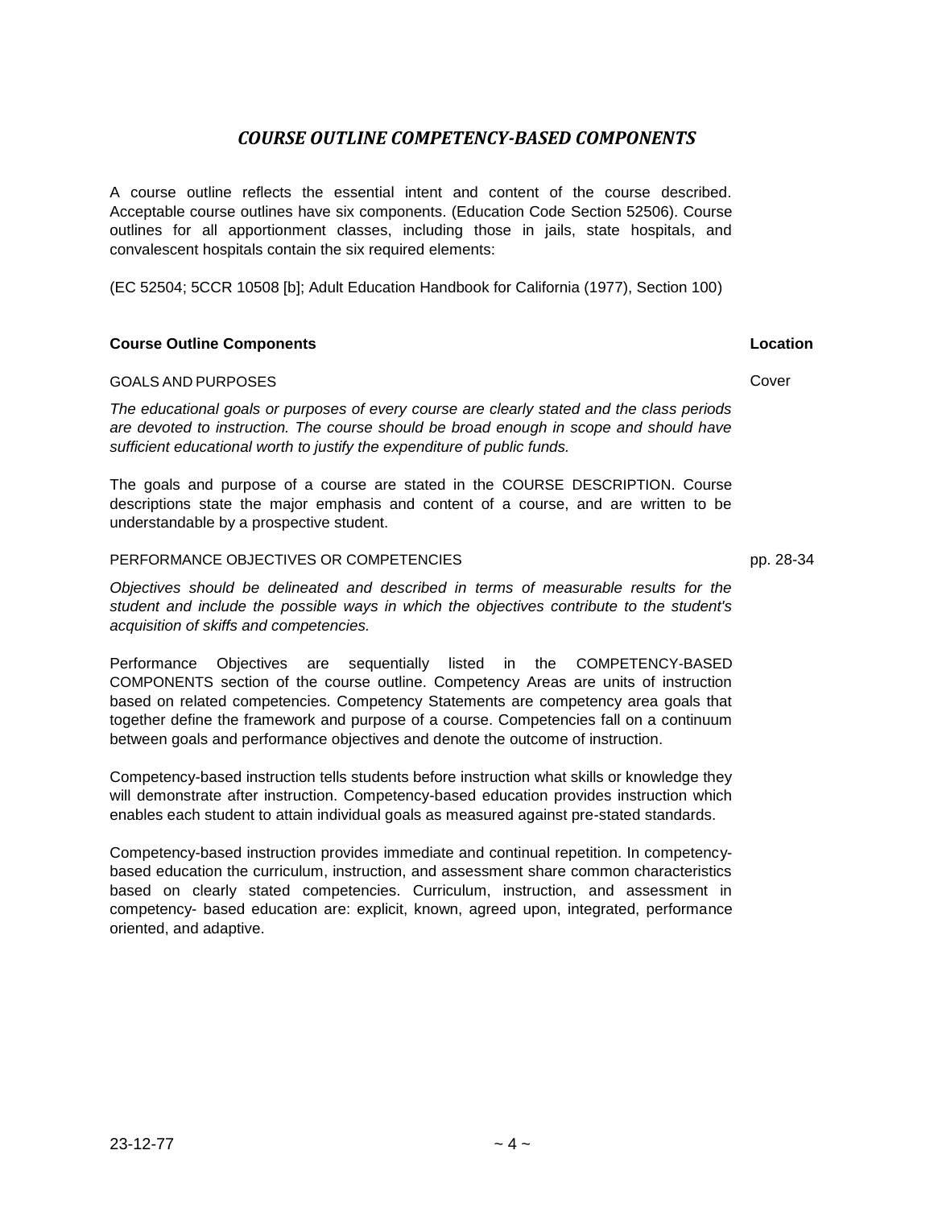# *COURSE OUTLINE COMPETENCY-BASED COMPONENTS*

A course outline reflects the essential intent and content of the course described. Acceptable course outlines have six components. (Education Code Section 52506). Course outlines for all apportionment classes, including those in jails, state hospitals, and convalescent hospitals contain the six required elements:

(EC 52504; 5CCR 10508 [b]; Adult Education Handbook for California (1977), Section 100)

| **Course Outline Components** | **Location** |
|---|---|
| GOALS AND PURPOSES | Cover |

*The educational goals or purposes of every course are clearly stated and the class periods are devoted to instruction. The course should be broad enough in scope and should have sufficient educational worth to justify the expenditure of public funds.*

The goals and purpose of a course are stated in the COURSE DESCRIPTION. Course descriptions state the major emphasis and content of a course, and are written to be understandable by a prospective student.

| | |
|---|---|
| PERFORMANCE OBJECTIVES OR COMPETENCIES | pp. 28-34 |

*Objectives should be delineated and described in terms of measurable results for the student and include the possible ways in which the objectives contribute to the student's acquisition of skiffs and competencies.*

Performance Objectives are sequentially listed in the COMPETENCY-BASED COMPONENTS section of the course outline. Competency Areas are units of instruction based on related competencies. Competency Statements are competency area goals that together define the framework and purpose of a course. Competencies fall on a continuum between goals and performance objectives and denote the outcome of instruction.

Competency-based instruction tells students before instruction what skills or knowledge they will demonstrate after instruction. Competency-based education provides instruction which enables each student to attain individual goals as measured against pre-stated standards.

Competency-based instruction provides immediate and continual repetition. In competency-based education the curriculum, instruction, and assessment share common characteristics based on clearly stated competencies. Curriculum, instruction, and assessment in competency- based education are: explicit, known, agreed upon, integrated, performance oriented, and adaptive.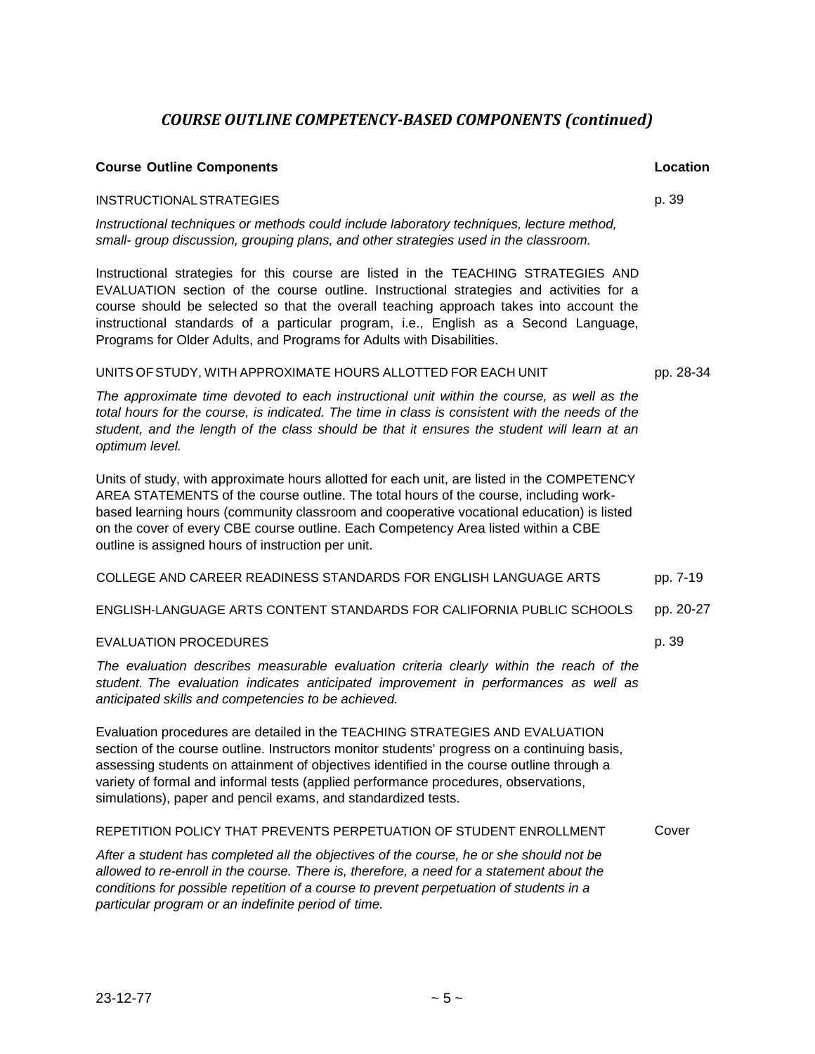## *COURSE OUTLINE COMPETENCY-BASED COMPONENTS (continued)*

| **Course Outline Components** | **Location** |
|---|---|
| INSTRUCTIONAL STRATEGIES | p. 39 |

*Instructional techniques or methods could include laboratory techniques, lecture method, small- group discussion, grouping plans, and other strategies used in the classroom.*

Instructional strategies for this course are listed in the TEACHING STRATEGIES AND EVALUATION section of the course outline. Instructional strategies and activities for a course should be selected so that the overall teaching approach takes into account the instructional standards of a particular program, i.e., English as a Second Language, Programs for Older Adults, and Programs for Adults with Disabilities.

| | |
|---|---|
| UNITS OF STUDY, WITH APPROXIMATE HOURS ALLOTTED FOR EACH UNIT | pp. 28-34 |

*The approximate time devoted to each instructional unit within the course, as well as the total hours for the course, is indicated. The time in class is consistent with the needs of the student, and the length of the class should be that it ensures the student will learn at an optimum level.*

Units of study, with approximate hours allotted for each unit, are listed in the COMPETENCY AREA STATEMENTS of the course outline. The total hours of the course, including work-based learning hours (community classroom and cooperative vocational education) is listed on the cover of every CBE course outline. Each Competency Area listed within a CBE outline is assigned hours of instruction per unit.

| | |
|---|---|
| COLLEGE AND CAREER READINESS STANDARDS FOR ENGLISH LANGUAGE ARTS | pp. 7-19 |
| ENGLISH-LANGUAGE ARTS CONTENT STANDARDS FOR CALIFORNIA PUBLIC SCHOOLS | pp. 20-27 |
| EVALUATION PROCEDURES | p. 39 |

*The evaluation describes measurable evaluation criteria clearly within the reach of the student. The evaluation indicates anticipated improvement in performances as well as anticipated skills and competencies to be achieved.*

Evaluation procedures are detailed in the TEACHING STRATEGIES AND EVALUATION section of the course outline. Instructors monitor students' progress on a continuing basis, assessing students on attainment of objectives identified in the course outline through a variety of formal and informal tests (applied performance procedures, observations, simulations), paper and pencil exams, and standardized tests.

| | |
|---|---|
| REPETITION POLICY THAT PREVENTS PERPETUATION OF STUDENT ENROLLMENT | Cover |

*After a student has completed all the objectives of the course, he or she should not be allowed to re-enroll in the course. There is, therefore, a need for a statement about the conditions for possible repetition of a course to prevent perpetuation of students in a particular program or an indefinite period of time.*

23-12-77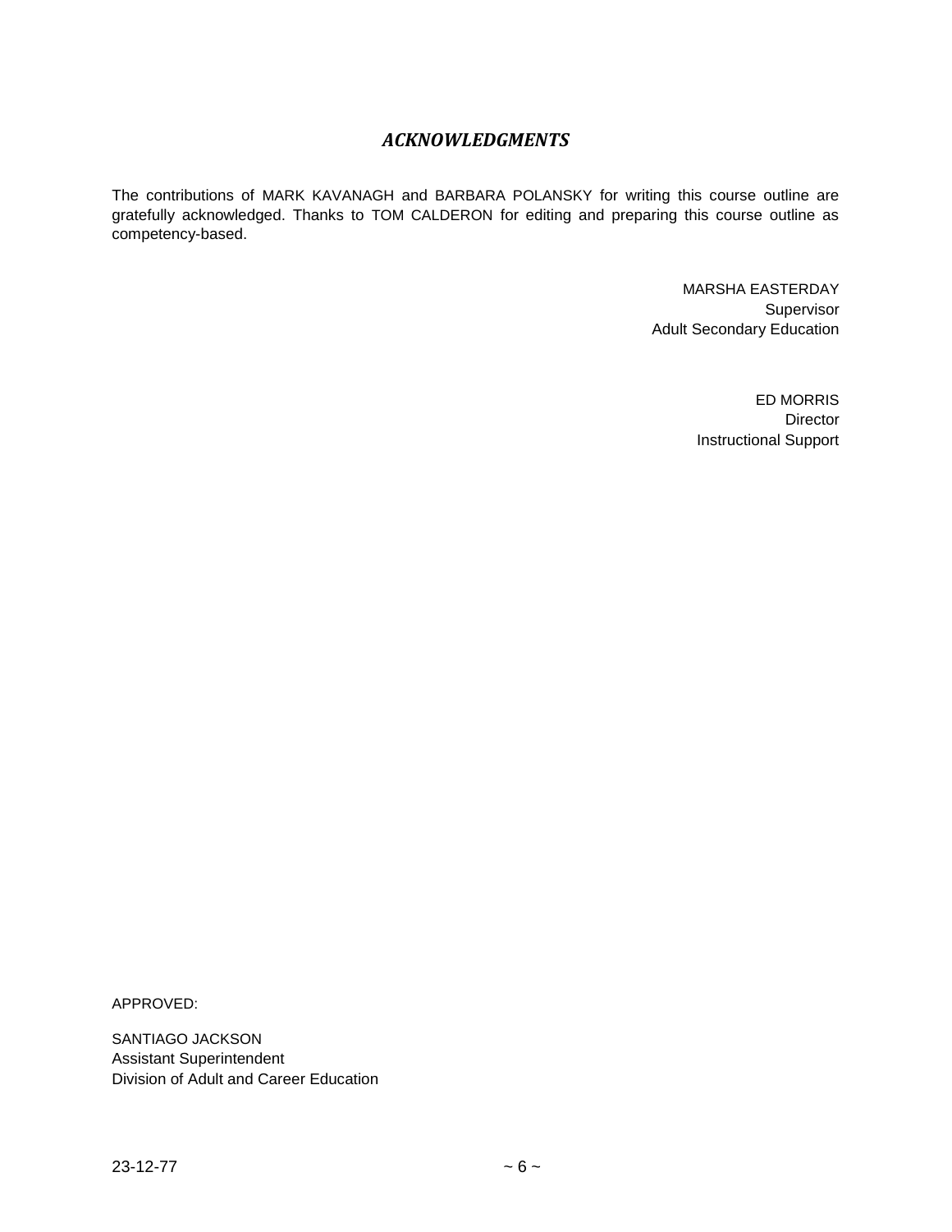## *ACKNOWLEDGMENTS*

The contributions of MARK KAVANAGH and BARBARA POLANSKY for writing this course outline are gratefully acknowledged. Thanks to TOM CALDERON for editing and preparing this course outline as competency-based.

MARSHA EASTERDAY
Supervisor
Adult Secondary Education

ED MORRIS
Director
Instructional Support

APPROVED:

SANTIAGO JACKSON
Assistant Superintendent
Division of Adult and Career Education

23-12-77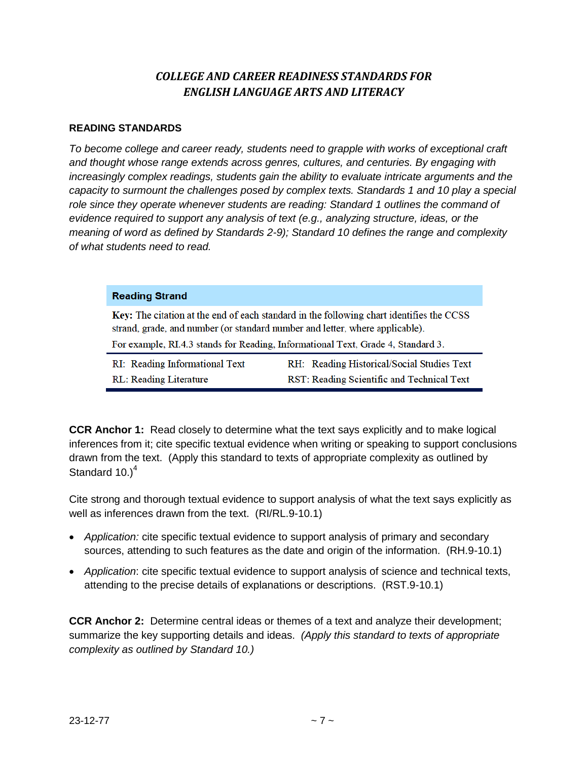## *COLLEGE AND CAREER READINESS STANDARDS FOR ENGLISH LANGUAGE ARTS AND LITERACY*

### READING STANDARDS

*To become college and career ready, students need to grapple with works of exceptional craft and thought whose range extends across genres, cultures, and centuries. By engaging with increasingly complex readings, students gain the ability to evaluate intricate arguments and the capacity to surmount the challenges posed by complex texts. Standards 1 and 10 play a special role since they operate whenever students are reading: Standard 1 outlines the command of evidence required to support any analysis of text (e.g., analyzing structure, ideas, or the meaning of word as defined by Standards 2-9); Standard 10 defines the range and complexity of what students need to read.*

| **Reading Strand** | |
|---|---|
| **Key:** The citation at the end of each standard in the following chart identifies the CCSS strand, grade, and number (or standard number and letter, where applicable). For example, RI.4.3 stands for Reading, Informational Text, Grade 4, Standard 3. | |
| RI: Reading Informational Text | RH: Reading Historical/Social Studies Text |
| RL: Reading Literature | RST: Reading Scientific and Technical Text |

**CCR Anchor 1:** Read closely to determine what the text says explicitly and to make logical inferences from it; cite specific textual evidence when writing or speaking to support conclusions drawn from the text. (Apply this standard to texts of appropriate complexity as outlined by Standard 10.)[4]

Cite strong and thorough textual evidence to support analysis of what the text says explicitly as well as inferences drawn from the text. (RI/RL.9-10.1)

- *Application:* cite specific textual evidence to support analysis of primary and secondary sources, attending to such features as the date and origin of the information. (RH.9-10.1)
- *Application*: cite specific textual evidence to support analysis of science and technical texts, attending to the precise details of explanations or descriptions. (RST.9-10.1)

**CCR Anchor 2:** Determine central ideas or themes of a text and analyze their development; summarize the key supporting details and ideas. *(Apply this standard to texts of appropriate complexity as outlined by Standard 10.)*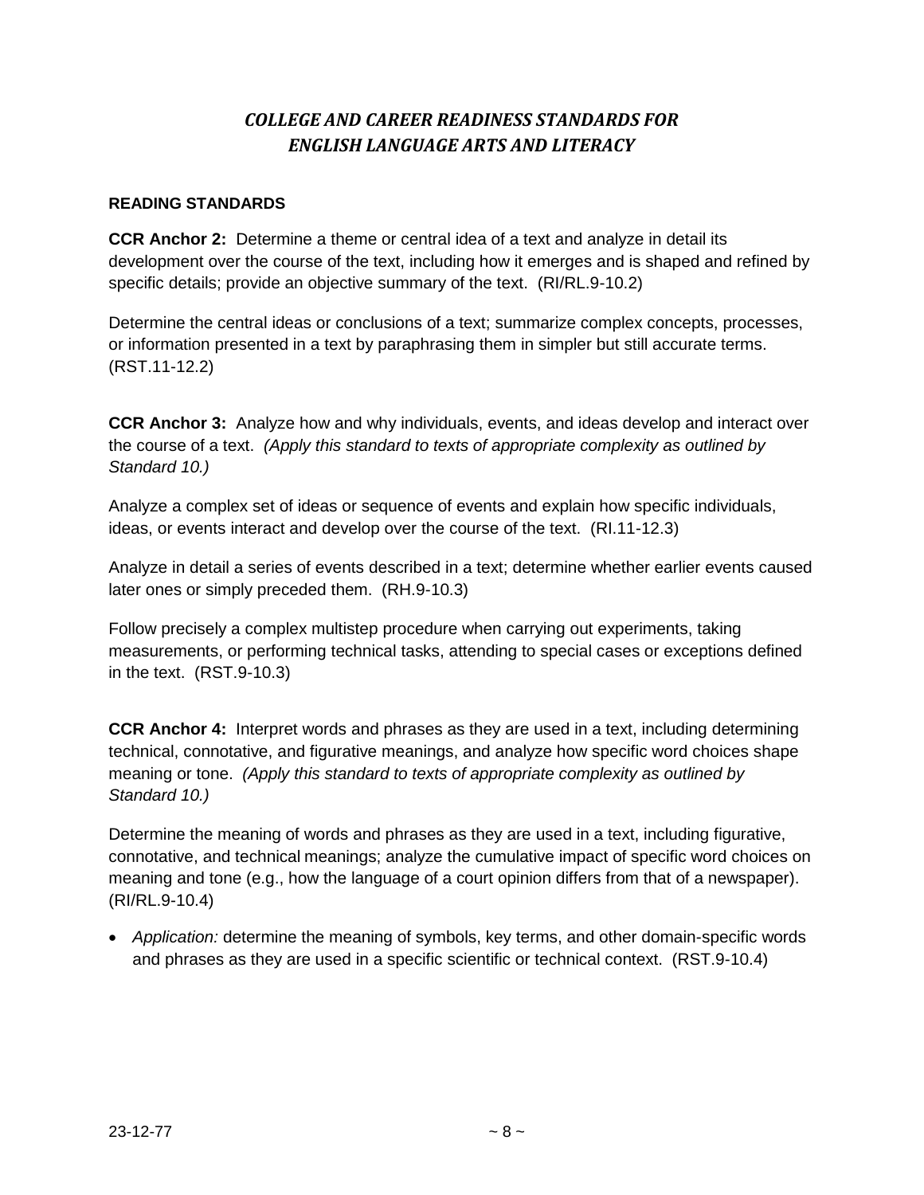# *COLLEGE AND CAREER READINESS STANDARDS FOR ENGLISH LANGUAGE ARTS AND LITERACY*

**READING STANDARDS**

**CCR Anchor 2:** Determine a theme or central idea of a text and analyze in detail its development over the course of the text, including how it emerges and is shaped and refined by specific details; provide an objective summary of the text. (RI/RL.9-10.2)

Determine the central ideas or conclusions of a text; summarize complex concepts, processes, or information presented in a text by paraphrasing them in simpler but still accurate terms. (RST.11-12.2)

**CCR Anchor 3:** Analyze how and why individuals, events, and ideas develop and interact over the course of a text. *(Apply this standard to texts of appropriate complexity as outlined by Standard 10.)*

Analyze a complex set of ideas or sequence of events and explain how specific individuals, ideas, or events interact and develop over the course of the text. (RI.11-12.3)

Analyze in detail a series of events described in a text; determine whether earlier events caused later ones or simply preceded them. (RH.9-10.3)

Follow precisely a complex multistep procedure when carrying out experiments, taking measurements, or performing technical tasks, attending to special cases or exceptions defined in the text. (RST.9-10.3)

**CCR Anchor 4:** Interpret words and phrases as they are used in a text, including determining technical, connotative, and figurative meanings, and analyze how specific word choices shape meaning or tone. *(Apply this standard to texts of appropriate complexity as outlined by Standard 10.)*

Determine the meaning of words and phrases as they are used in a text, including figurative, connotative, and technical meanings; analyze the cumulative impact of specific word choices on meaning and tone (e.g., how the language of a court opinion differs from that of a newspaper). (RI/RL.9-10.4)

- *Application:* determine the meaning of symbols, key terms, and other domain-specific words and phrases as they are used in a specific scientific or technical context. (RST.9-10.4)

23-12-77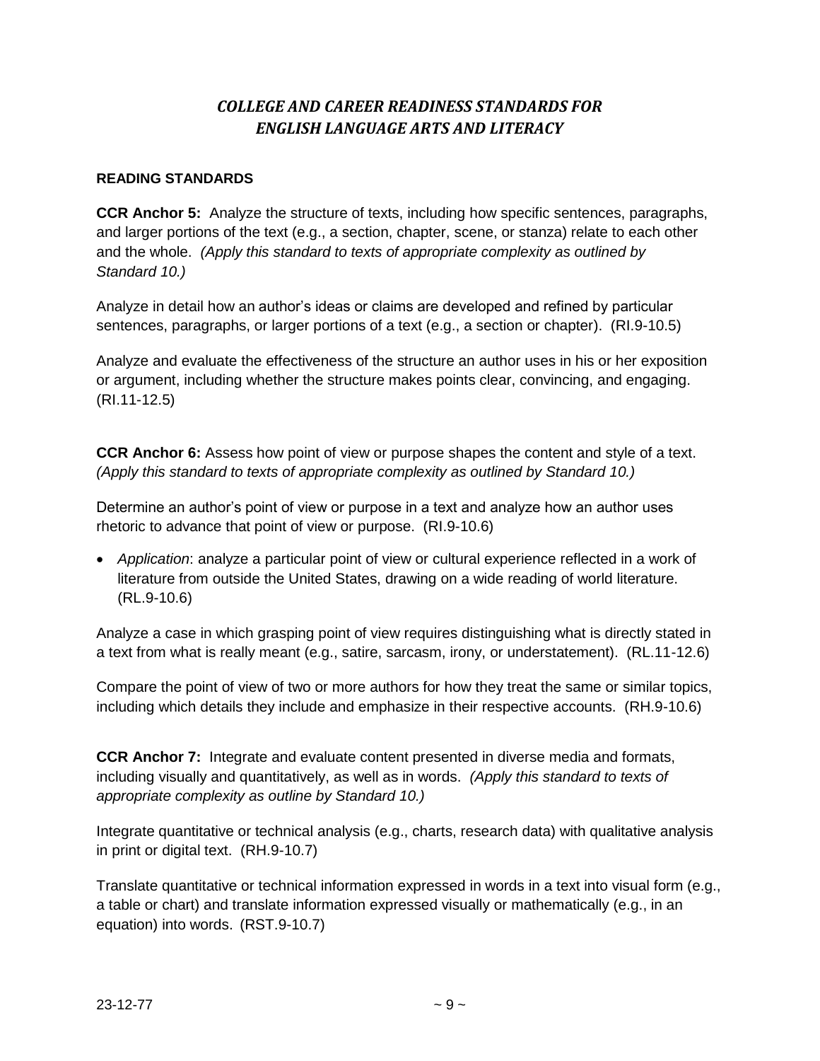# *COLLEGE AND CAREER READINESS STANDARDS FOR ENGLISH LANGUAGE ARTS AND LITERACY*

**READING STANDARDS**

**CCR Anchor 5:** Analyze the structure of texts, including how specific sentences, paragraphs, and larger portions of the text (e.g., a section, chapter, scene, or stanza) relate to each other and the whole. *(Apply this standard to texts of appropriate complexity as outlined by Standard 10.)*

Analyze in detail how an author's ideas or claims are developed and refined by particular sentences, paragraphs, or larger portions of a text (e.g., a section or chapter). (RI.9-10.5)

Analyze and evaluate the effectiveness of the structure an author uses in his or her exposition or argument, including whether the structure makes points clear, convincing, and engaging. (RI.11-12.5)

**CCR Anchor 6:** Assess how point of view or purpose shapes the content and style of a text. *(Apply this standard to texts of appropriate complexity as outlined by Standard 10.)*

Determine an author's point of view or purpose in a text and analyze how an author uses rhetoric to advance that point of view or purpose. (RI.9-10.6)

- *Application*: analyze a particular point of view or cultural experience reflected in a work of literature from outside the United States, drawing on a wide reading of world literature. (RL.9-10.6)

Analyze a case in which grasping point of view requires distinguishing what is directly stated in a text from what is really meant (e.g., satire, sarcasm, irony, or understatement). (RL.11-12.6)

Compare the point of view of two or more authors for how they treat the same or similar topics, including which details they include and emphasize in their respective accounts. (RH.9-10.6)

**CCR Anchor 7:** Integrate and evaluate content presented in diverse media and formats, including visually and quantitatively, as well as in words. *(Apply this standard to texts of appropriate complexity as outline by Standard 10.)*

Integrate quantitative or technical analysis (e.g., charts, research data) with qualitative analysis in print or digital text. (RH.9-10.7)

Translate quantitative or technical information expressed in words in a text into visual form (e.g., a table or chart) and translate information expressed visually or mathematically (e.g., in an equation) into words. (RST.9-10.7)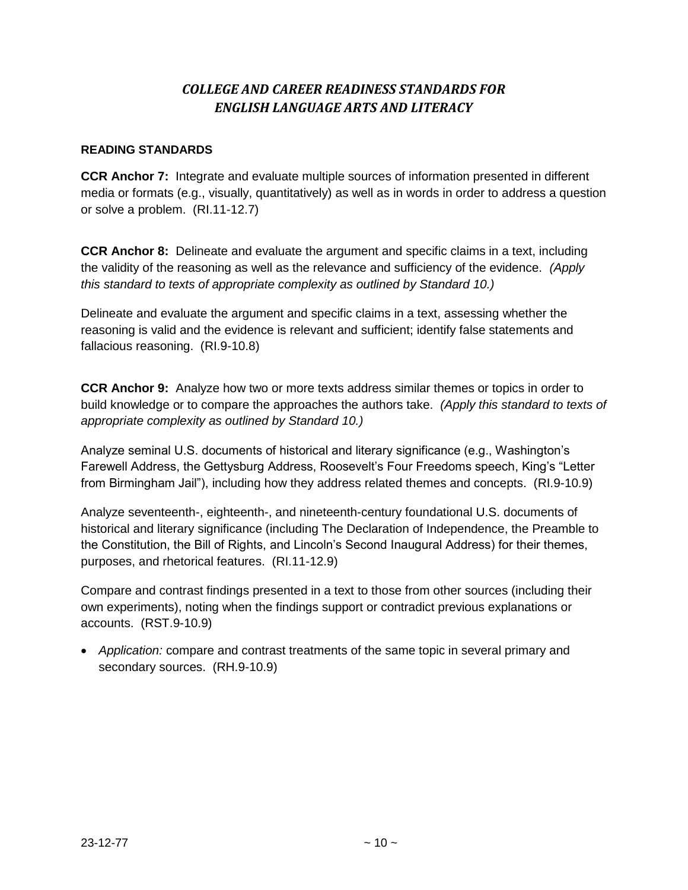# *COLLEGE AND CAREER READINESS STANDARDS FOR ENGLISH LANGUAGE ARTS AND LITERACY*

**READING STANDARDS**

**CCR Anchor 7:** Integrate and evaluate multiple sources of information presented in different media or formats (e.g., visually, quantitatively) as well as in words in order to address a question or solve a problem. (RI.11-12.7)

**CCR Anchor 8:** Delineate and evaluate the argument and specific claims in a text, including the validity of the reasoning as well as the relevance and sufficiency of the evidence. *(Apply this standard to texts of appropriate complexity as outlined by Standard 10.)*

Delineate and evaluate the argument and specific claims in a text, assessing whether the reasoning is valid and the evidence is relevant and sufficient; identify false statements and fallacious reasoning. (RI.9-10.8)

**CCR Anchor 9:** Analyze how two or more texts address similar themes or topics in order to build knowledge or to compare the approaches the authors take. *(Apply this standard to texts of appropriate complexity as outlined by Standard 10.)*

Analyze seminal U.S. documents of historical and literary significance (e.g., Washington's Farewell Address, the Gettysburg Address, Roosevelt's Four Freedoms speech, King's "Letter from Birmingham Jail"), including how they address related themes and concepts. (RI.9-10.9)

Analyze seventeenth-, eighteenth-, and nineteenth-century foundational U.S. documents of historical and literary significance (including The Declaration of Independence, the Preamble to the Constitution, the Bill of Rights, and Lincoln's Second Inaugural Address) for their themes, purposes, and rhetorical features. (RI.11-12.9)

Compare and contrast findings presented in a text to those from other sources (including their own experiments), noting when the findings support or contradict previous explanations or accounts. (RST.9-10.9)

- *Application:* compare and contrast treatments of the same topic in several primary and secondary sources. (RH.9-10.9)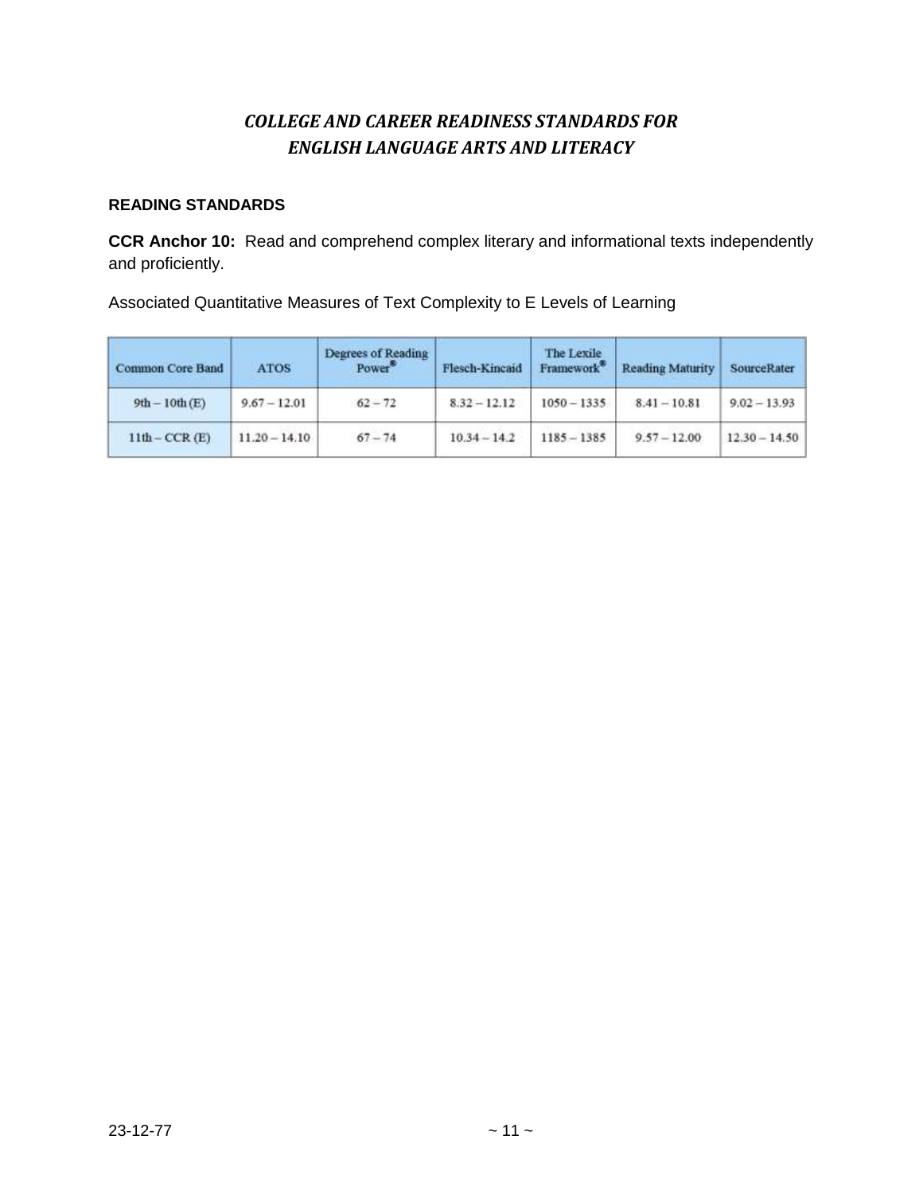## *COLLEGE AND CAREER READINESS STANDARDS FOR ENGLISH LANGUAGE ARTS AND LITERACY*

**READING STANDARDS**

**CCR Anchor 10:** Read and comprehend complex literary and informational texts independently and proficiently.

Associated Quantitative Measures of Text Complexity to E Levels of Learning

| Common Core Band | ATOS | Degrees of Reading Power® | Flesch-Kincaid | The Lexile Framework® | Reading Maturity | SourceRater |
|---|---|---|---|---|---|---|
| 9th – 10th (E) | 9.67 – 12.01 | 62 – 72 | 8.32 – 12.12 | 1050 – 1335 | 8.41 – 10.81 | 9.02 – 13.93 |
| 11th – CCR (E) | 11.20 – 14.10 | 67 – 74 | 10.34 – 14.2 | 1185 – 1385 | 9.57 – 12.00 | 12.30 – 14.50 |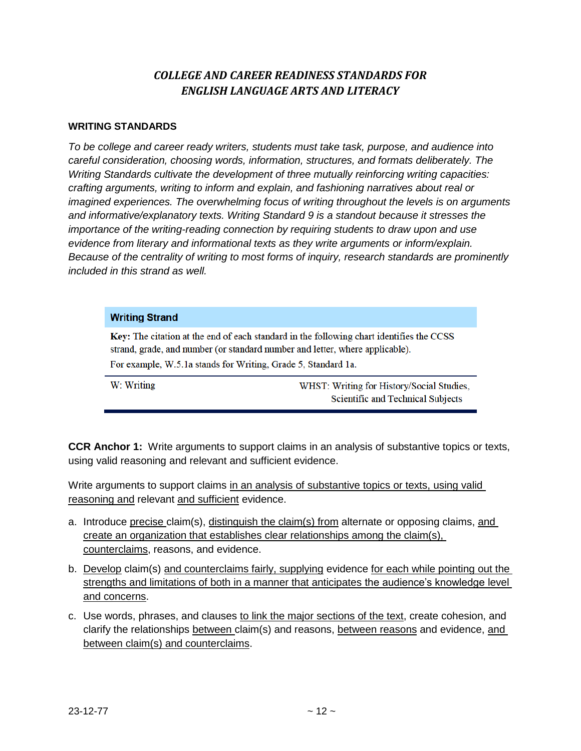# *COLLEGE AND CAREER READINESS STANDARDS FOR ENGLISH LANGUAGE ARTS AND LITERACY*

## WRITING STANDARDS

*To be college and career ready writers, students must take task, purpose, and audience into careful consideration, choosing words, information, structures, and formats deliberately. The Writing Standards cultivate the development of three mutually reinforcing writing capacities: crafting arguments, writing to inform and explain, and fashioning narratives about real or imagined experiences. The overwhelming focus of writing throughout the levels is on arguments and informative/explanatory texts. Writing Standard 9 is a standout because it stresses the importance of the writing-reading connection by requiring students to draw upon and use evidence from literary and informational texts as they write arguments or inform/explain. Because of the centrality of writing to most forms of inquiry, research standards are prominently included in this strand as well.*

| **Writing Strand** | |
|---|---|
| **Key:** The citation at the end of each standard in the following chart identifies the CCSS strand, grade, and number (or standard number and letter, where applicable). For example, W.5.1a stands for Writing, Grade 5, Standard 1a. | |
| W: Writing | WHST: Writing for History/Social Studies, Scientific and Technical Subjects |

**CCR Anchor 1:** Write arguments to support claims in an analysis of substantive topics or texts, using valid reasoning and relevant and sufficient evidence.

Write arguments to support claims <u>in an analysis of substantive topics or texts, using valid reasoning and</u> relevant <u>and sufficient</u> evidence.

a. Introduce <u>precise</u> claim(s), <u>distinguish the claim(s) from</u> alternate or opposing claims, <u>and create an organization that establishes clear relationships among the claim(s), counterclaims</u>, reasons, and evidence.

b. <u>Develop</u> claim(s) <u>and counterclaims fairly, supplying</u> evidence <u>for each while pointing out the strengths and limitations of both in a manner that anticipates the audience's knowledge level and concerns</u>.

c. Use words, phrases, and clauses <u>to link the major sections of the text</u>, create cohesion, and clarify the relationships <u>between</u> claim(s) and reasons, <u>between reasons</u> and evidence, <u>and between claim(s) and counterclaims</u>.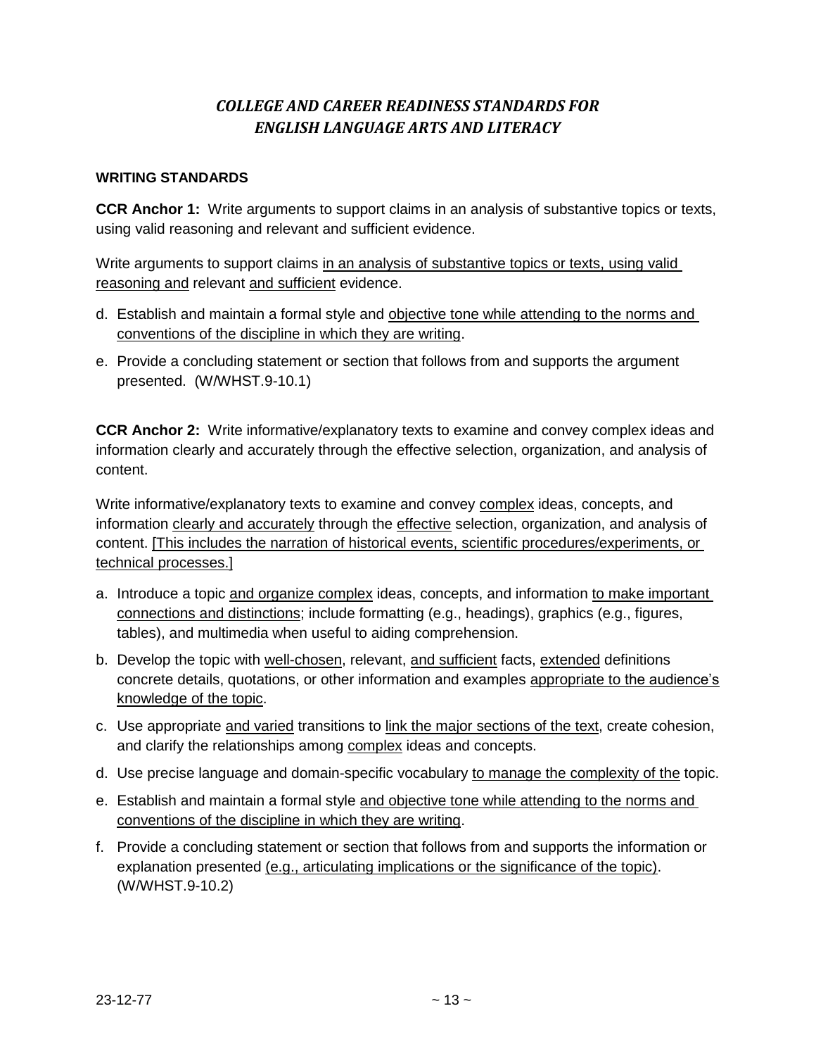## *COLLEGE AND CAREER READINESS STANDARDS FOR ENGLISH LANGUAGE ARTS AND LITERACY*

**WRITING STANDARDS**

**CCR Anchor 1:** Write arguments to support claims in an analysis of substantive topics or texts, using valid reasoning and relevant and sufficient evidence.

Write arguments to support claims <u>in an analysis of substantive topics or texts, using valid reasoning and</u> relevant <u>and sufficient</u> evidence.

d. Establish and maintain a formal style and <u>objective tone while attending to the norms and conventions of the discipline in which they are writing</u>.

e. Provide a concluding statement or section that follows from and supports the argument presented. (W/WHST.9-10.1)

**CCR Anchor 2:** Write informative/explanatory texts to examine and convey complex ideas and information clearly and accurately through the effective selection, organization, and analysis of content.

Write informative/explanatory texts to examine and convey <u>complex</u> ideas, concepts, and information <u>clearly and accurately</u> through the <u>effective</u> selection, organization, and analysis of content. <u>[This includes the narration of historical events, scientific procedures/experiments, or technical processes.]</u>

a. Introduce a topic <u>and organize complex</u> ideas, concepts, and information <u>to make important connections and distinctions</u>; include formatting (e.g., headings), graphics (e.g., figures, tables), and multimedia when useful to aiding comprehension.

b. Develop the topic with <u>well-chosen</u>, relevant, <u>and sufficient</u> facts, <u>extended</u> definitions concrete details, quotations, or other information and examples <u>appropriate to the audience's knowledge of the topic</u>.

c. Use appropriate <u>and varied</u> transitions to <u>link the major sections of the text</u>, create cohesion, and clarify the relationships among <u>complex</u> ideas and concepts.

d. Use precise language and domain-specific vocabulary <u>to manage the complexity of the</u> topic.

e. Establish and maintain a formal style <u>and objective tone while attending to the norms and conventions of the discipline in which they are writing</u>.

f. Provide a concluding statement or section that follows from and supports the information or explanation presented <u>(e.g., articulating implications or the significance of the topic)</u>. (W/WHST.9-10.2)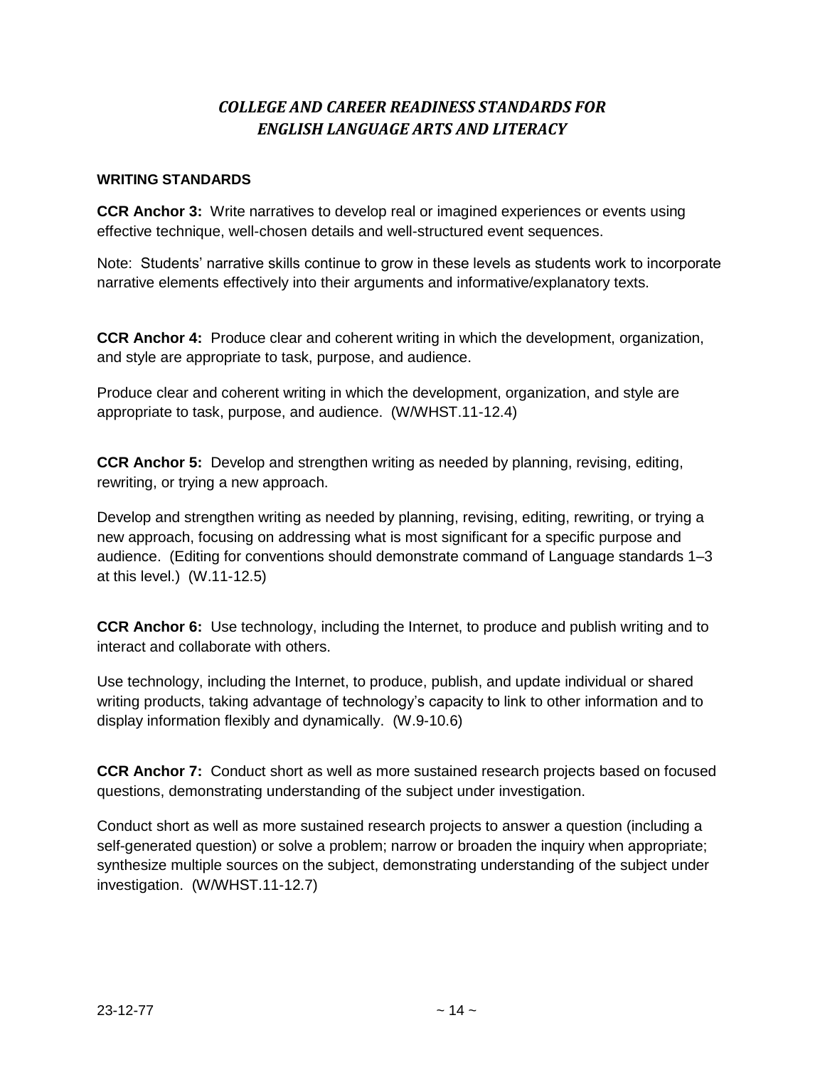## *COLLEGE AND CAREER READINESS STANDARDS FOR ENGLISH LANGUAGE ARTS AND LITERACY*

### WRITING STANDARDS

**CCR Anchor 3:** Write narratives to develop real or imagined experiences or events using effective technique, well-chosen details and well-structured event sequences.

Note: Students' narrative skills continue to grow in these levels as students work to incorporate narrative elements effectively into their arguments and informative/explanatory texts.

**CCR Anchor 4:** Produce clear and coherent writing in which the development, organization, and style are appropriate to task, purpose, and audience.

Produce clear and coherent writing in which the development, organization, and style are appropriate to task, purpose, and audience. (W/WHST.11-12.4)

**CCR Anchor 5:** Develop and strengthen writing as needed by planning, revising, editing, rewriting, or trying a new approach.

Develop and strengthen writing as needed by planning, revising, editing, rewriting, or trying a new approach, focusing on addressing what is most significant for a specific purpose and audience. (Editing for conventions should demonstrate command of Language standards 1–3 at this level.) (W.11-12.5)

**CCR Anchor 6:** Use technology, including the Internet, to produce and publish writing and to interact and collaborate with others.

Use technology, including the Internet, to produce, publish, and update individual or shared writing products, taking advantage of technology's capacity to link to other information and to display information flexibly and dynamically. (W.9-10.6)

**CCR Anchor 7:** Conduct short as well as more sustained research projects based on focused questions, demonstrating understanding of the subject under investigation.

Conduct short as well as more sustained research projects to answer a question (including a self-generated question) or solve a problem; narrow or broaden the inquiry when appropriate; synthesize multiple sources on the subject, demonstrating understanding of the subject under investigation. (W/WHST.11-12.7)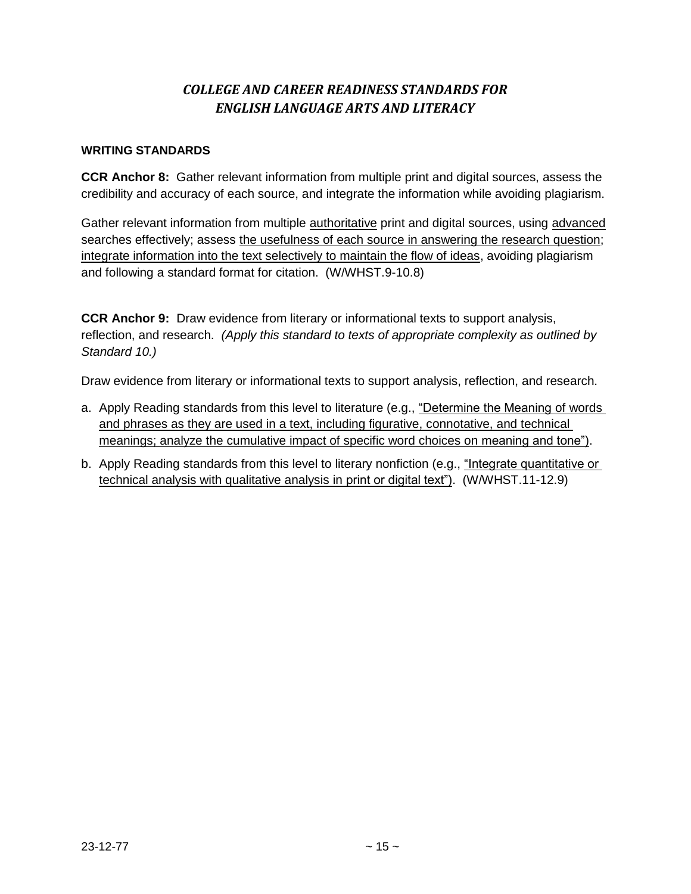# *COLLEGE AND CAREER READINESS STANDARDS FOR ENGLISH LANGUAGE ARTS AND LITERACY*

**WRITING STANDARDS**

**CCR Anchor 8:** Gather relevant information from multiple print and digital sources, assess the credibility and accuracy of each source, and integrate the information while avoiding plagiarism.

Gather relevant information from multiple <u>authoritative</u> print and digital sources, using <u>advanced</u> searches effectively; assess <u>the usefulness of each source in answering the research question</u>; <u>integrate information into the text selectively to maintain the flow of ideas</u>, avoiding plagiarism and following a standard format for citation. (W/WHST.9-10.8)

**CCR Anchor 9:** Draw evidence from literary or informational texts to support analysis, reflection, and research. *(Apply this standard to texts of appropriate complexity as outlined by Standard 10.)*

Draw evidence from literary or informational texts to support analysis, reflection, and research.

a. Apply Reading standards from this level to literature (e.g., <u>"Determine the Meaning of words and phrases as they are used in a text, including figurative, connotative, and technical meanings; analyze the cumulative impact of specific word choices on meaning and tone")</u>.

b. Apply Reading standards from this level to literary nonfiction (e.g., <u>"Integrate quantitative or technical analysis with qualitative analysis in print or digital text")</u>. (W/WHST.11-12.9)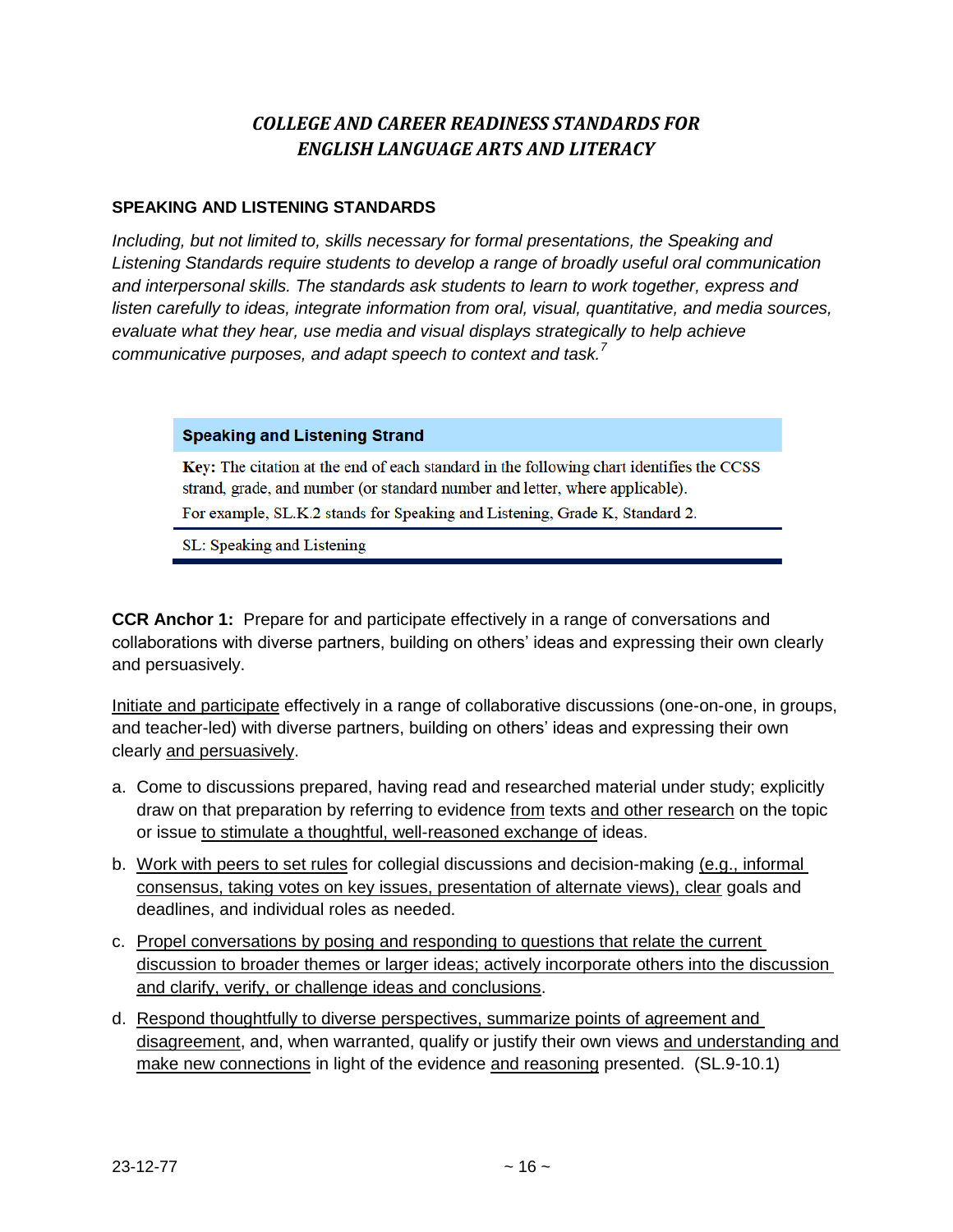# *COLLEGE AND CAREER READINESS STANDARDS FOR ENGLISH LANGUAGE ARTS AND LITERACY*

## SPEAKING AND LISTENING STANDARDS

*Including, but not limited to, skills necessary for formal presentations, the Speaking and Listening Standards require students to develop a range of broadly useful oral communication and interpersonal skills. The standards ask students to learn to work together, express and listen carefully to ideas, integrate information from oral, visual, quantitative, and media sources, evaluate what they hear, use media and visual displays strategically to help achieve communicative purposes, and adapt speech to context and task.*[7]

| **Speaking and Listening Strand** |
|---|
| **Key:** The citation at the end of each standard in the following chart identifies the CCSS strand, grade, and number (or standard number and letter, where applicable). For example, SL.K.2 stands for Speaking and Listening, Grade K, Standard 2. |
| SL: Speaking and Listening |

**CCR Anchor 1:** Prepare for and participate effectively in a range of conversations and collaborations with diverse partners, building on others' ideas and expressing their own clearly and persuasively.

<u>Initiate and participate</u> effectively in a range of collaborative discussions (one-on-one, in groups, and teacher-led) with diverse partners, building on others' ideas and expressing their own clearly <u>and persuasively</u>.

a. Come to discussions prepared, having read and researched material under study; explicitly draw on that preparation by referring to evidence <u>from</u> texts <u>and other research</u> on the topic or issue <u>to stimulate a thoughtful, well-reasoned exchange of</u> ideas.

b. <u>Work with peers to set rules</u> for collegial discussions and decision-making <u>(e.g., informal consensus, taking votes on key issues, presentation of alternate views), clear</u> goals and deadlines, and individual roles as needed.

c. <u>Propel conversations by posing and responding to questions that relate the current discussion to broader themes or larger ideas; actively incorporate others into the discussion and clarify, verify, or challenge ideas and conclusions</u>.

d. <u>Respond thoughtfully to diverse perspectives, summarize points of agreement and disagreement</u>, and, when warranted, qualify or justify their own views <u>and understanding and make new connections</u> in light of the evidence <u>and reasoning</u> presented. (SL.9-10.1)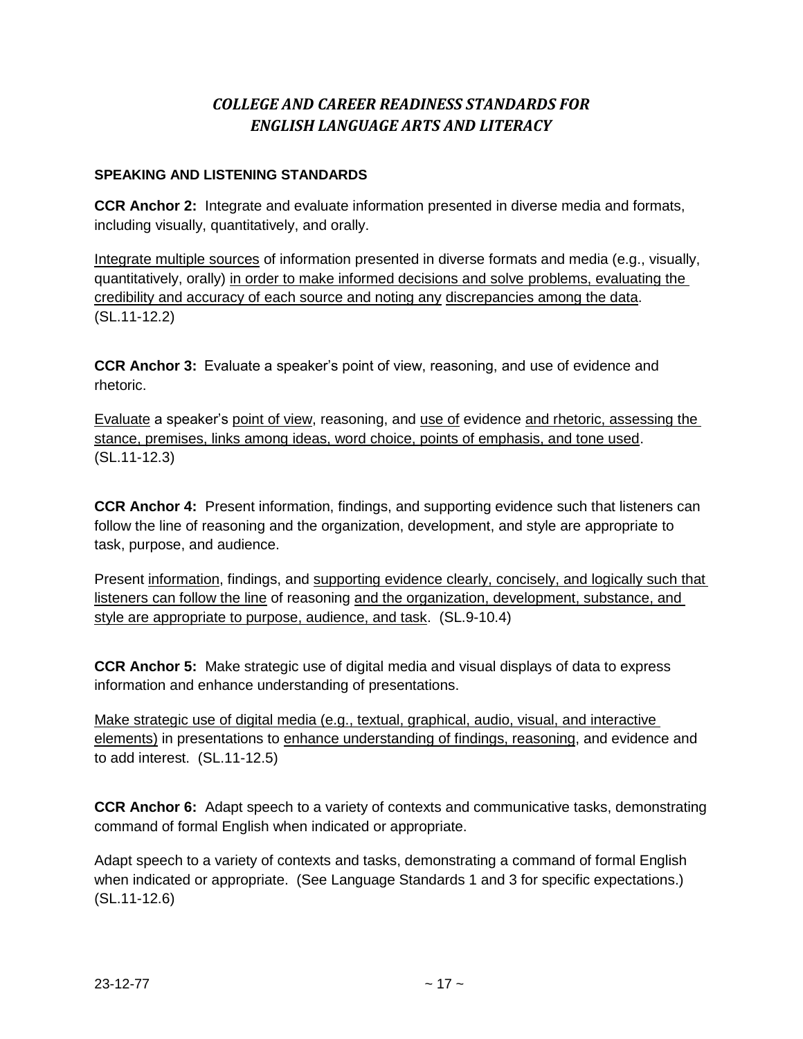# *COLLEGE AND CAREER READINESS STANDARDS FOR ENGLISH LANGUAGE ARTS AND LITERACY*

**SPEAKING AND LISTENING STANDARDS**

**CCR Anchor 2:** Integrate and evaluate information presented in diverse media and formats, including visually, quantitatively, and orally.

<u>Integrate multiple sources</u> of information presented in diverse formats and media (e.g., visually, quantitatively, orally) <u>in order to make informed decisions and solve problems, evaluating the credibility and accuracy of each source and noting any</u> <u>discrepancies among the data</u>. (SL.11-12.2)

**CCR Anchor 3:** Evaluate a speaker's point of view, reasoning, and use of evidence and rhetoric.

<u>Evaluate</u> a speaker's <u>point of view</u>, reasoning, and <u>use of</u> evidence <u>and rhetoric, assessing the stance, premises, links among ideas, word choice, points of emphasis, and tone used</u>. (SL.11-12.3)

**CCR Anchor 4:** Present information, findings, and supporting evidence such that listeners can follow the line of reasoning and the organization, development, and style are appropriate to task, purpose, and audience.

Present <u>information</u>, findings, and <u>supporting evidence clearly, concisely, and logically such that listeners can follow the line</u> of reasoning <u>and the organization, development, substance, and style are appropriate to purpose, audience, and task</u>. (SL.9-10.4)

**CCR Anchor 5:** Make strategic use of digital media and visual displays of data to express information and enhance understanding of presentations.

<u>Make strategic use of digital media (e.g., textual, graphical, audio, visual, and interactive elements)</u> in presentations to <u>enhance understanding of findings, reasoning</u>, and evidence and to add interest. (SL.11-12.5)

**CCR Anchor 6:** Adapt speech to a variety of contexts and communicative tasks, demonstrating command of formal English when indicated or appropriate.

Adapt speech to a variety of contexts and tasks, demonstrating a command of formal English when indicated or appropriate. (See Language Standards 1 and 3 for specific expectations.) (SL.11-12.6)

23-12-77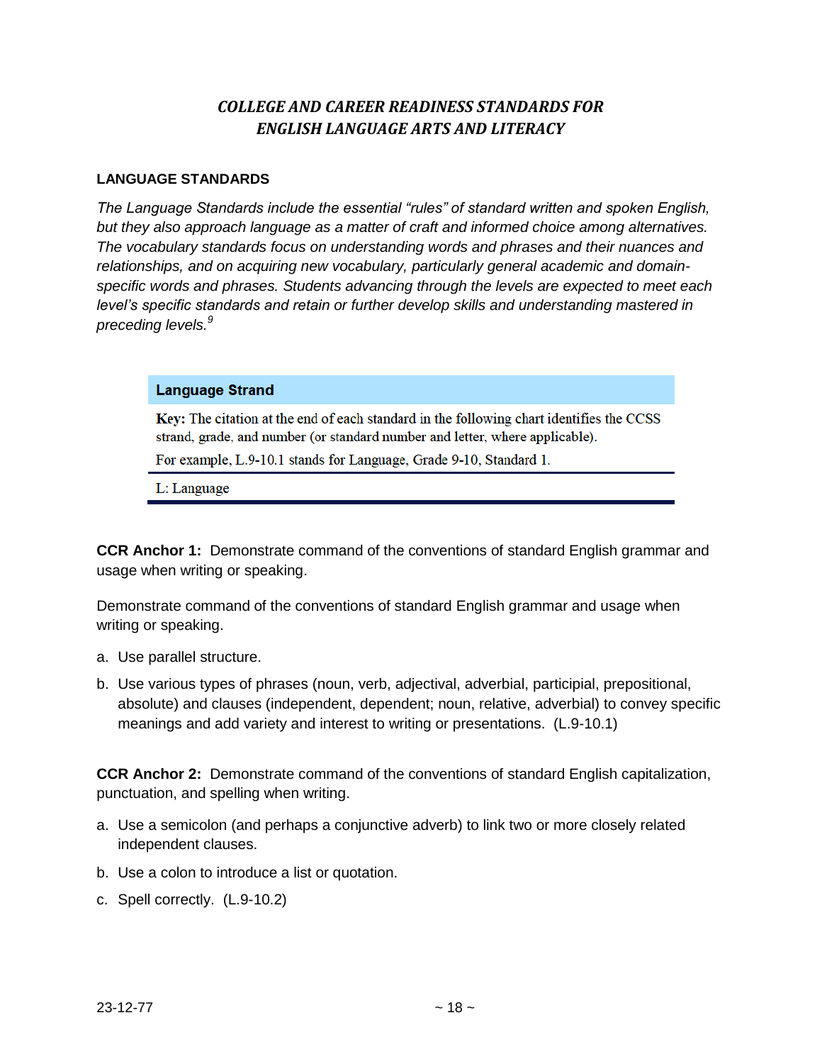## *COLLEGE AND CAREER READINESS STANDARDS FOR ENGLISH LANGUAGE ARTS AND LITERACY*

### LANGUAGE STANDARDS

*The Language Standards include the essential "rules" of standard written and spoken English, but they also approach language as a matter of craft and informed choice among alternatives. The vocabulary standards focus on understanding words and phrases and their nuances and relationships, and on acquiring new vocabulary, particularly general academic and domain-specific words and phrases. Students advancing through the levels are expected to meet each level's specific standards and retain or further develop skills and understanding mastered in preceding levels.*[9]

| Language Strand |
|---|
| **Key:** The citation at the end of each standard in the following chart identifies the CCSS strand, grade, and number (or standard number and letter, where applicable). For example, L.9-10.1 stands for Language, Grade 9-10, Standard 1. |
| L: Language |

**CCR Anchor 1:** Demonstrate command of the conventions of standard English grammar and usage when writing or speaking.

Demonstrate command of the conventions of standard English grammar and usage when writing or speaking.

a. Use parallel structure.
b. Use various types of phrases (noun, verb, adjectival, adverbial, participial, prepositional, absolute) and clauses (independent, dependent; noun, relative, adverbial) to convey specific meanings and add variety and interest to writing or presentations. (L.9-10.1)

**CCR Anchor 2:** Demonstrate command of the conventions of standard English capitalization, punctuation, and spelling when writing.

a. Use a semicolon (and perhaps a conjunctive adverb) to link two or more closely related independent clauses.
b. Use a colon to introduce a list or quotation.
c. Spell correctly. (L.9-10.2)

23-12-77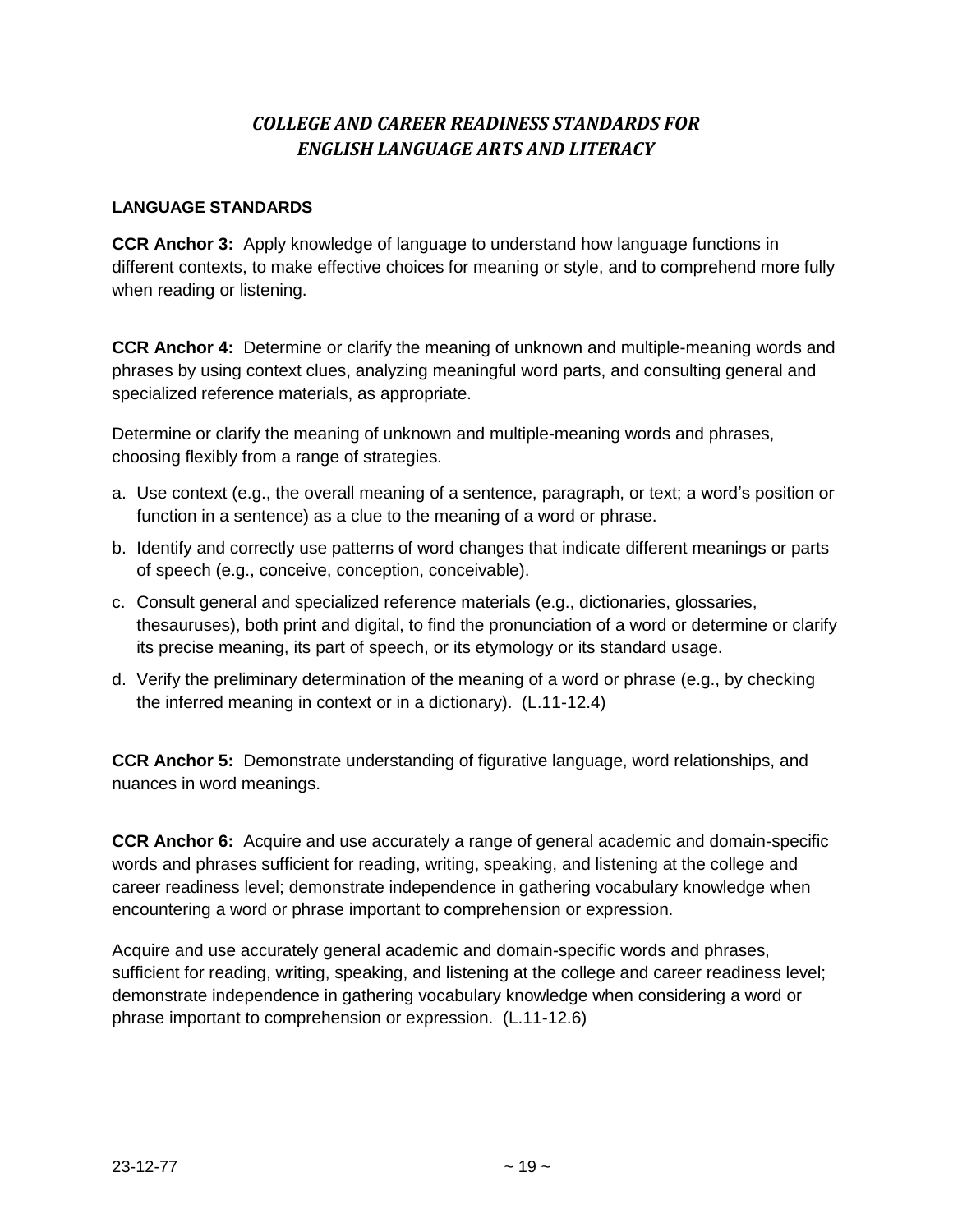# *COLLEGE AND CAREER READINESS STANDARDS FOR ENGLISH LANGUAGE ARTS AND LITERACY*

**LANGUAGE STANDARDS**

**CCR Anchor 3:** Apply knowledge of language to understand how language functions in different contexts, to make effective choices for meaning or style, and to comprehend more fully when reading or listening.

**CCR Anchor 4:** Determine or clarify the meaning of unknown and multiple-meaning words and phrases by using context clues, analyzing meaningful word parts, and consulting general and specialized reference materials, as appropriate.

Determine or clarify the meaning of unknown and multiple-meaning words and phrases, choosing flexibly from a range of strategies.

a. Use context (e.g., the overall meaning of a sentence, paragraph, or text; a word's position or function in a sentence) as a clue to the meaning of a word or phrase.

b. Identify and correctly use patterns of word changes that indicate different meanings or parts of speech (e.g., conceive, conception, conceivable).

c. Consult general and specialized reference materials (e.g., dictionaries, glossaries, thesauruses), both print and digital, to find the pronunciation of a word or determine or clarify its precise meaning, its part of speech, or its etymology or its standard usage.

d. Verify the preliminary determination of the meaning of a word or phrase (e.g., by checking the inferred meaning in context or in a dictionary). (L.11-12.4)

**CCR Anchor 5:** Demonstrate understanding of figurative language, word relationships, and nuances in word meanings.

**CCR Anchor 6:** Acquire and use accurately a range of general academic and domain-specific words and phrases sufficient for reading, writing, speaking, and listening at the college and career readiness level; demonstrate independence in gathering vocabulary knowledge when encountering a word or phrase important to comprehension or expression.

Acquire and use accurately general academic and domain-specific words and phrases, sufficient for reading, writing, speaking, and listening at the college and career readiness level; demonstrate independence in gathering vocabulary knowledge when considering a word or phrase important to comprehension or expression. (L.11-12.6)

23-12-77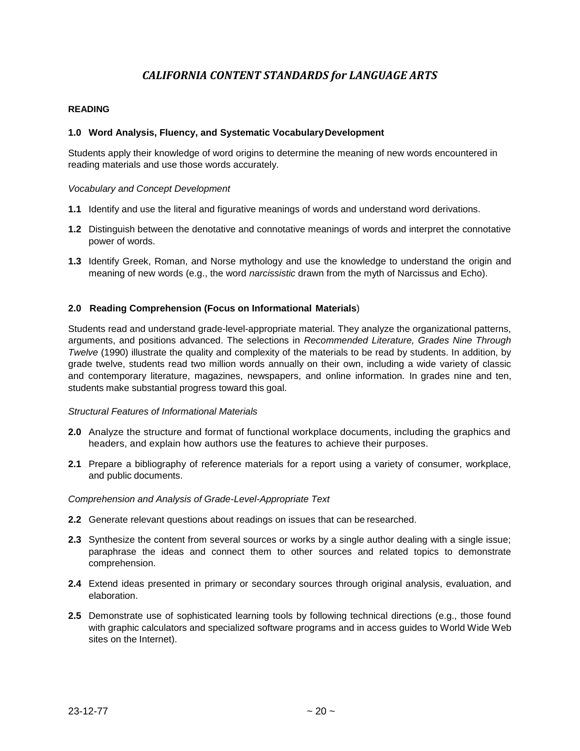# *CALIFORNIA CONTENT STANDARDS for LANGUAGE ARTS*

**READING**

**1.0 Word Analysis, Fluency, and Systematic Vocabulary Development**

Students apply their knowledge of word origins to determine the meaning of new words encountered in reading materials and use those words accurately.

*Vocabulary and Concept Development*

**1.1** Identify and use the literal and figurative meanings of words and understand word derivations.

**1.2** Distinguish between the denotative and connotative meanings of words and interpret the connotative power of words.

**1.3** Identify Greek, Roman, and Norse mythology and use the knowledge to understand the origin and meaning of new words (e.g., the word *narcissistic* drawn from the myth of Narcissus and Echo).

**2.0 Reading Comprehension (Focus on Informational Materials**)

Students read and understand grade-level-appropriate material. They analyze the organizational patterns, arguments, and positions advanced. The selections in *Recommended Literature, Grades Nine Through Twelve* (1990) illustrate the quality and complexity of the materials to be read by students. In addition, by grade twelve, students read two million words annually on their own, including a wide variety of classic and contemporary literature, magazines, newspapers, and online information. In grades nine and ten, students make substantial progress toward this goal.

*Structural Features of Informational Materials*

**2.0** Analyze the structure and format of functional workplace documents, including the graphics and headers, and explain how authors use the features to achieve their purposes.

**2.1** Prepare a bibliography of reference materials for a report using a variety of consumer, workplace, and public documents.

*Comprehension and Analysis of Grade-Level-Appropriate Text*

**2.2** Generate relevant questions about readings on issues that can be researched.

**2.3** Synthesize the content from several sources or works by a single author dealing with a single issue; paraphrase the ideas and connect them to other sources and related topics to demonstrate comprehension.

**2.4** Extend ideas presented in primary or secondary sources through original analysis, evaluation, and elaboration.

**2.5** Demonstrate use of sophisticated learning tools by following technical directions (e.g., those found with graphic calculators and specialized software programs and in access guides to World Wide Web sites on the Internet).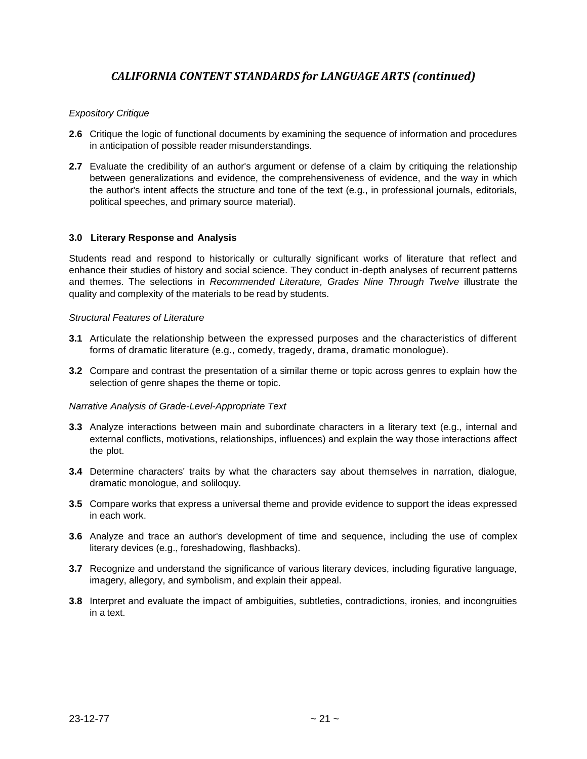## *CALIFORNIA CONTENT STANDARDS for LANGUAGE ARTS (continued)*

*Expository Critique*

**2.6** Critique the logic of functional documents by examining the sequence of information and procedures in anticipation of possible reader misunderstandings.

**2.7** Evaluate the credibility of an author's argument or defense of a claim by critiquing the relationship between generalizations and evidence, the comprehensiveness of evidence, and the way in which the author's intent affects the structure and tone of the text (e.g., in professional journals, editorials, political speeches, and primary source material).

### 3.0 Literary Response and Analysis

Students read and respond to historically or culturally significant works of literature that reflect and enhance their studies of history and social science. They conduct in-depth analyses of recurrent patterns and themes. The selections in *Recommended Literature, Grades Nine Through Twelve* illustrate the quality and complexity of the materials to be read by students.

*Structural Features of Literature*

**3.1** Articulate the relationship between the expressed purposes and the characteristics of different forms of dramatic literature (e.g., comedy, tragedy, drama, dramatic monologue).

**3.2** Compare and contrast the presentation of a similar theme or topic across genres to explain how the selection of genre shapes the theme or topic.

*Narrative Analysis of Grade-Level-Appropriate Text*

**3.3** Analyze interactions between main and subordinate characters in a literary text (e.g., internal and external conflicts, motivations, relationships, influences) and explain the way those interactions affect the plot.

**3.4** Determine characters' traits by what the characters say about themselves in narration, dialogue, dramatic monologue, and soliloquy.

**3.5** Compare works that express a universal theme and provide evidence to support the ideas expressed in each work.

**3.6** Analyze and trace an author's development of time and sequence, including the use of complex literary devices (e.g., foreshadowing, flashbacks).

**3.7** Recognize and understand the significance of various literary devices, including figurative language, imagery, allegory, and symbolism, and explain their appeal.

**3.8** Interpret and evaluate the impact of ambiguities, subtleties, contradictions, ironies, and incongruities in a text.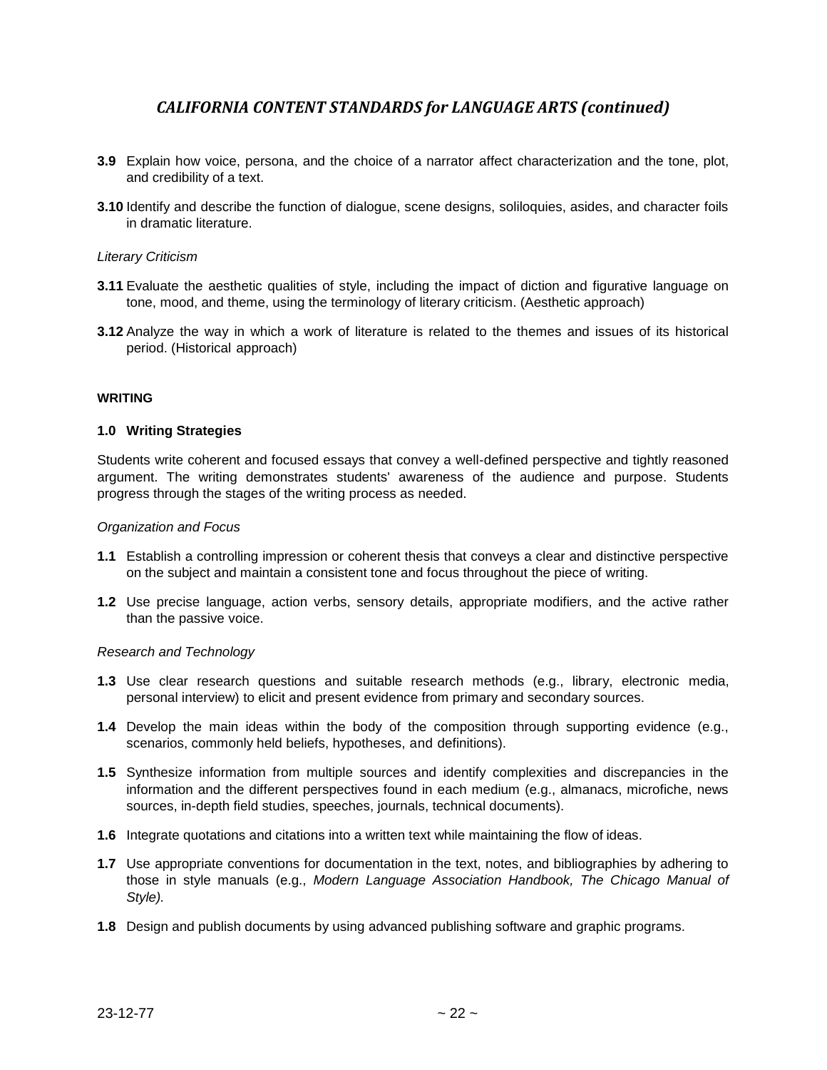## *CALIFORNIA CONTENT STANDARDS for LANGUAGE ARTS (continued)*

**3.9** Explain how voice, persona, and the choice of a narrator affect characterization and the tone, plot, and credibility of a text.

**3.10** Identify and describe the function of dialogue, scene designs, soliloquies, asides, and character foils in dramatic literature.

*Literary Criticism*

**3.11** Evaluate the aesthetic qualities of style, including the impact of diction and figurative language on tone, mood, and theme, using the terminology of literary criticism. (Aesthetic approach)

**3.12** Analyze the way in which a work of literature is related to the themes and issues of its historical period. (Historical approach)

**WRITING**

**1.0 Writing Strategies**

Students write coherent and focused essays that convey a well-defined perspective and tightly reasoned argument. The writing demonstrates students' awareness of the audience and purpose. Students progress through the stages of the writing process as needed.

*Organization and Focus*

**1.1** Establish a controlling impression or coherent thesis that conveys a clear and distinctive perspective on the subject and maintain a consistent tone and focus throughout the piece of writing.

**1.2** Use precise language, action verbs, sensory details, appropriate modifiers, and the active rather than the passive voice.

*Research and Technology*

**1.3** Use clear research questions and suitable research methods (e.g., library, electronic media, personal interview) to elicit and present evidence from primary and secondary sources.

**1.4** Develop the main ideas within the body of the composition through supporting evidence (e.g., scenarios, commonly held beliefs, hypotheses, and definitions).

**1.5** Synthesize information from multiple sources and identify complexities and discrepancies in the information and the different perspectives found in each medium (e.g., almanacs, microfiche, news sources, in-depth field studies, speeches, journals, technical documents).

**1.6** Integrate quotations and citations into a written text while maintaining the flow of ideas.

**1.7** Use appropriate conventions for documentation in the text, notes, and bibliographies by adhering to those in style manuals (e.g., *Modern Language Association Handbook, The Chicago Manual of Style).*

**1.8** Design and publish documents by using advanced publishing software and graphic programs.

23-12-77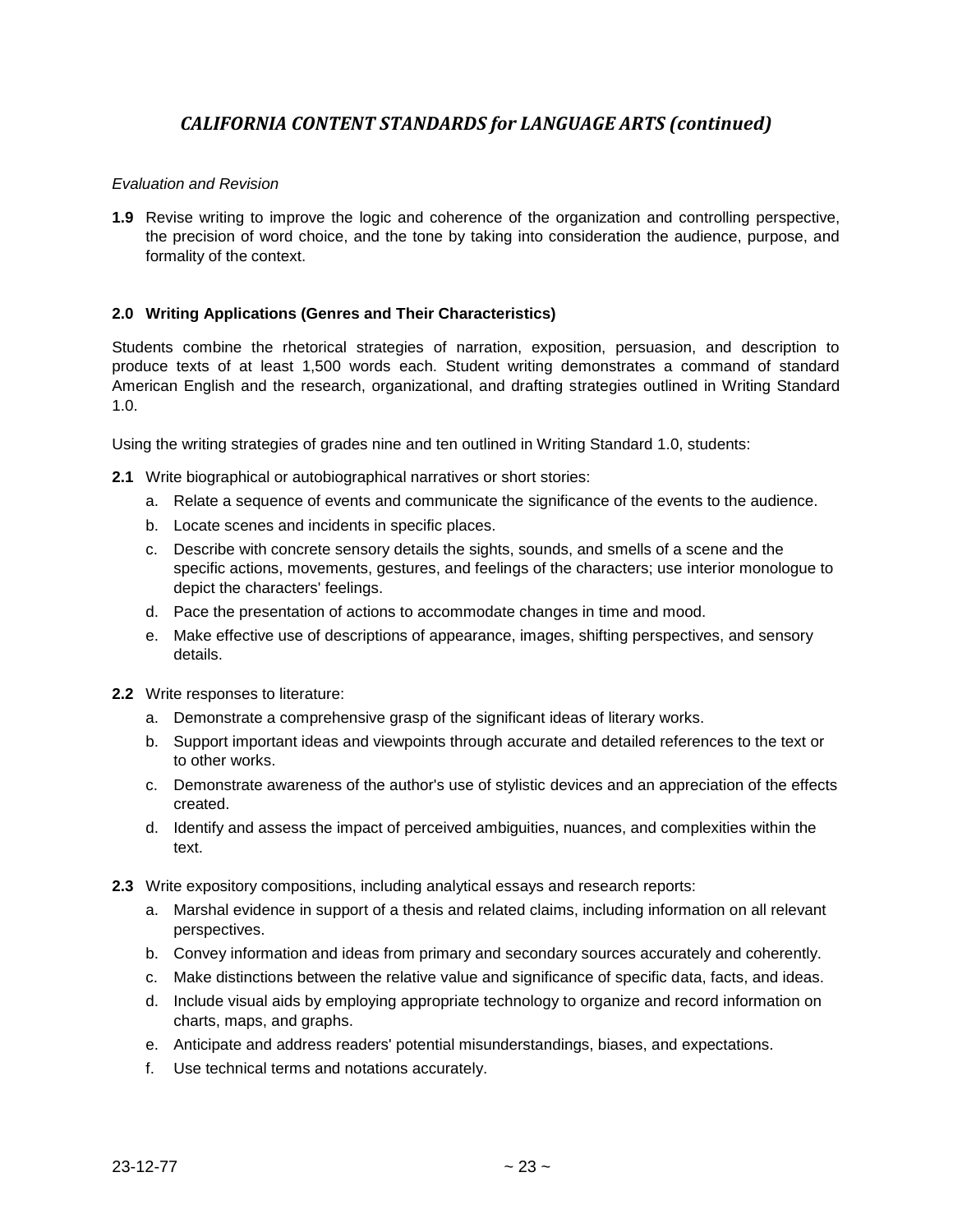## *CALIFORNIA CONTENT STANDARDS for LANGUAGE ARTS (continued)*

*Evaluation and Revision*

**1.9** Revise writing to improve the logic and coherence of the organization and controlling perspective, the precision of word choice, and the tone by taking into consideration the audience, purpose, and formality of the context.

**2.0 Writing Applications (Genres and Their Characteristics)**

Students combine the rhetorical strategies of narration, exposition, persuasion, and description to produce texts of at least 1,500 words each. Student writing demonstrates a command of standard American English and the research, organizational, and drafting strategies outlined in Writing Standard 1.0.

Using the writing strategies of grades nine and ten outlined in Writing Standard 1.0, students:

**2.1** Write biographical or autobiographical narratives or short stories:

a. Relate a sequence of events and communicate the significance of the events to the audience.
b. Locate scenes and incidents in specific places.
c. Describe with concrete sensory details the sights, sounds, and smells of a scene and the specific actions, movements, gestures, and feelings of the characters; use interior monologue to depict the characters' feelings.
d. Pace the presentation of actions to accommodate changes in time and mood.
e. Make effective use of descriptions of appearance, images, shifting perspectives, and sensory details.

**2.2** Write responses to literature:

a. Demonstrate a comprehensive grasp of the significant ideas of literary works.
b. Support important ideas and viewpoints through accurate and detailed references to the text or to other works.
c. Demonstrate awareness of the author's use of stylistic devices and an appreciation of the effects created.
d. Identify and assess the impact of perceived ambiguities, nuances, and complexities within the text.

**2.3** Write expository compositions, including analytical essays and research reports:

a. Marshal evidence in support of a thesis and related claims, including information on all relevant perspectives.
b. Convey information and ideas from primary and secondary sources accurately and coherently.
c. Make distinctions between the relative value and significance of specific data, facts, and ideas.
d. Include visual aids by employing appropriate technology to organize and record information on charts, maps, and graphs.
e. Anticipate and address readers' potential misunderstandings, biases, and expectations.
f. Use technical terms and notations accurately.

23-12-77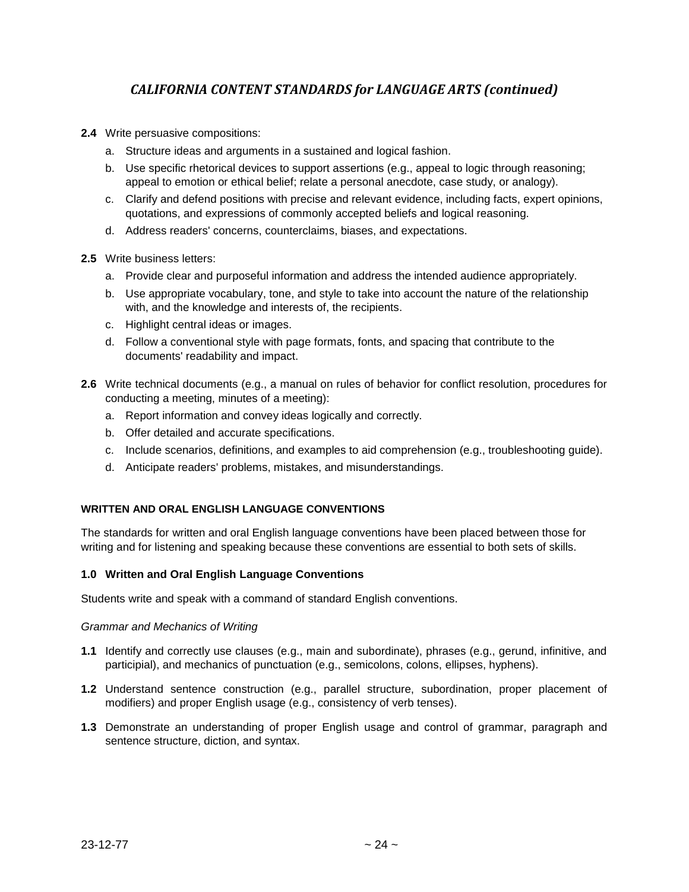## *CALIFORNIA CONTENT STANDARDS for LANGUAGE ARTS (continued)*

**2.4** Write persuasive compositions:

a. Structure ideas and arguments in a sustained and logical fashion.

b. Use specific rhetorical devices to support assertions (e.g., appeal to logic through reasoning; appeal to emotion or ethical belief; relate a personal anecdote, case study, or analogy).

c. Clarify and defend positions with precise and relevant evidence, including facts, expert opinions, quotations, and expressions of commonly accepted beliefs and logical reasoning.

d. Address readers' concerns, counterclaims, biases, and expectations.

**2.5** Write business letters:

a. Provide clear and purposeful information and address the intended audience appropriately.

b. Use appropriate vocabulary, tone, and style to take into account the nature of the relationship with, and the knowledge and interests of, the recipients.

c. Highlight central ideas or images.

d. Follow a conventional style with page formats, fonts, and spacing that contribute to the documents' readability and impact.

**2.6** Write technical documents (e.g., a manual on rules of behavior for conflict resolution, procedures for conducting a meeting, minutes of a meeting):

a. Report information and convey ideas logically and correctly.

b. Offer detailed and accurate specifications.

c. Include scenarios, definitions, and examples to aid comprehension (e.g., troubleshooting guide).

d. Anticipate readers' problems, mistakes, and misunderstandings.

### WRITTEN AND ORAL ENGLISH LANGUAGE CONVENTIONS

The standards for written and oral English language conventions have been placed between those for writing and for listening and speaking because these conventions are essential to both sets of skills.

#### 1.0 Written and Oral English Language Conventions

Students write and speak with a command of standard English conventions.

*Grammar and Mechanics of Writing*

**1.1** Identify and correctly use clauses (e.g., main and subordinate), phrases (e.g., gerund, infinitive, and participial), and mechanics of punctuation (e.g., semicolons, colons, ellipses, hyphens).

**1.2** Understand sentence construction (e.g., parallel structure, subordination, proper placement of modifiers) and proper English usage (e.g., consistency of verb tenses).

**1.3** Demonstrate an understanding of proper English usage and control of grammar, paragraph and sentence structure, diction, and syntax.

23-12-77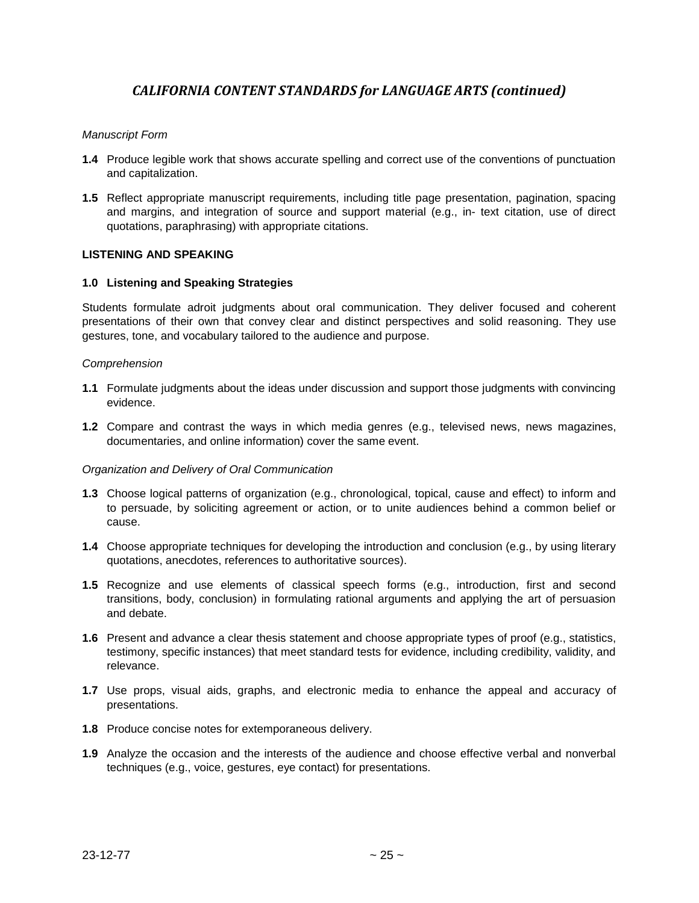## CALIFORNIA CONTENT STANDARDS for LANGUAGE ARTS (continued)

*Manuscript Form*

**1.4** Produce legible work that shows accurate spelling and correct use of the conventions of punctuation and capitalization.

**1.5** Reflect appropriate manuscript requirements, including title page presentation, pagination, spacing and margins, and integration of source and support material (e.g., in- text citation, use of direct quotations, paraphrasing) with appropriate citations.

### LISTENING AND SPEAKING

**1.0 Listening and Speaking Strategies**

Students formulate adroit judgments about oral communication. They deliver focused and coherent presentations of their own that convey clear and distinct perspectives and solid reasoning. They use gestures, tone, and vocabulary tailored to the audience and purpose.

*Comprehension*

**1.1** Formulate judgments about the ideas under discussion and support those judgments with convincing evidence.

**1.2** Compare and contrast the ways in which media genres (e.g., televised news, news magazines, documentaries, and online information) cover the same event.

*Organization and Delivery of Oral Communication*

**1.3** Choose logical patterns of organization (e.g., chronological, topical, cause and effect) to inform and to persuade, by soliciting agreement or action, or to unite audiences behind a common belief or cause.

**1.4** Choose appropriate techniques for developing the introduction and conclusion (e.g., by using literary quotations, anecdotes, references to authoritative sources).

**1.5** Recognize and use elements of classical speech forms (e.g., introduction, first and second transitions, body, conclusion) in formulating rational arguments and applying the art of persuasion and debate.

**1.6** Present and advance a clear thesis statement and choose appropriate types of proof (e.g., statistics, testimony, specific instances) that meet standard tests for evidence, including credibility, validity, and relevance.

**1.7** Use props, visual aids, graphs, and electronic media to enhance the appeal and accuracy of presentations.

**1.8** Produce concise notes for extemporaneous delivery.

**1.9** Analyze the occasion and the interests of the audience and choose effective verbal and nonverbal techniques (e.g., voice, gestures, eye contact) for presentations.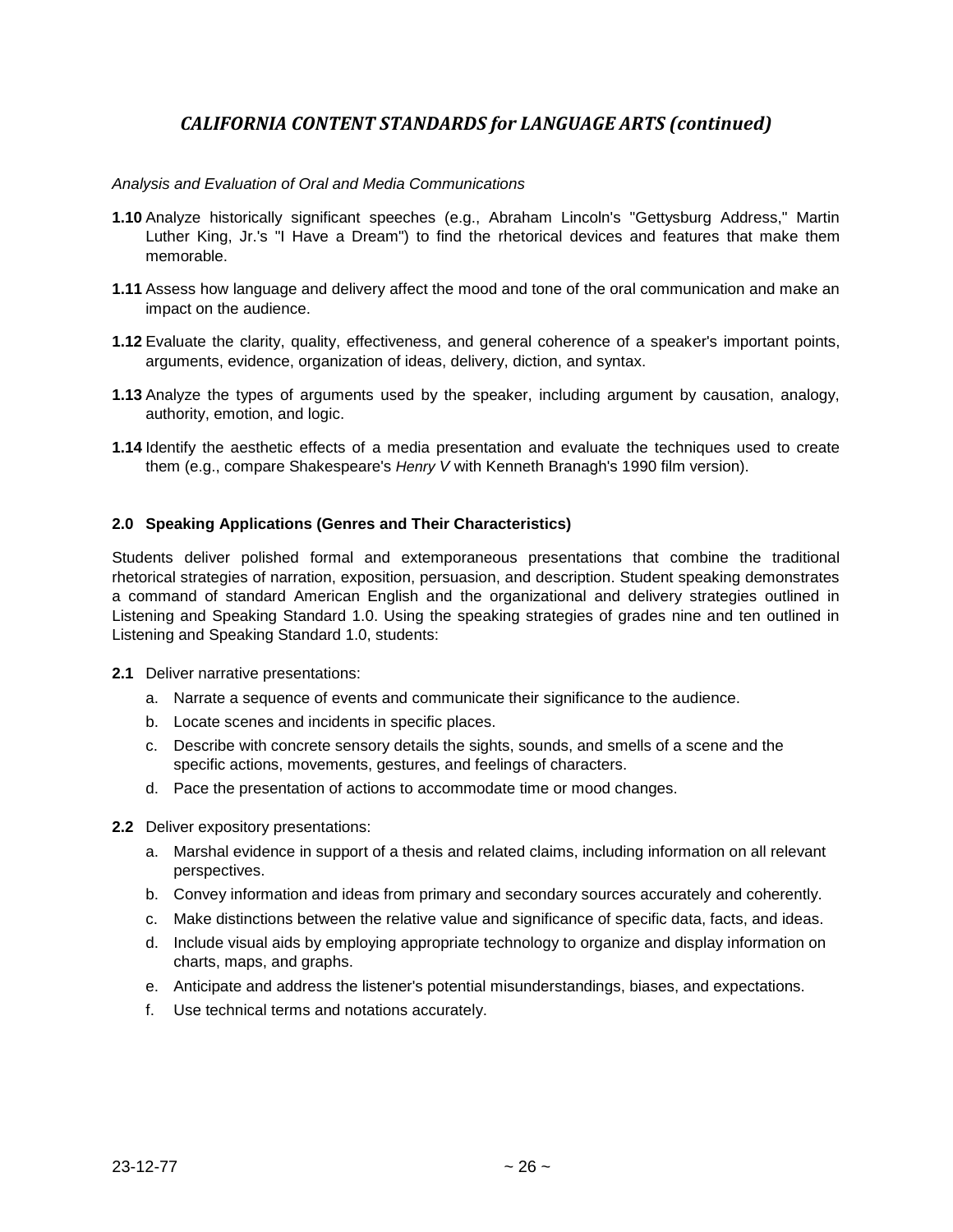## *CALIFORNIA CONTENT STANDARDS for LANGUAGE ARTS (continued)*

*Analysis and Evaluation of Oral and Media Communications*

**1.10** Analyze historically significant speeches (e.g., Abraham Lincoln's "Gettysburg Address," Martin Luther King, Jr.'s "I Have a Dream") to find the rhetorical devices and features that make them memorable.

**1.11** Assess how language and delivery affect the mood and tone of the oral communication and make an impact on the audience.

**1.12** Evaluate the clarity, quality, effectiveness, and general coherence of a speaker's important points, arguments, evidence, organization of ideas, delivery, diction, and syntax.

**1.13** Analyze the types of arguments used by the speaker, including argument by causation, analogy, authority, emotion, and logic.

**1.14** Identify the aesthetic effects of a media presentation and evaluate the techniques used to create them (e.g., compare Shakespeare's *Henry V* with Kenneth Branagh's 1990 film version).

### 2.0 Speaking Applications (Genres and Their Characteristics)

Students deliver polished formal and extemporaneous presentations that combine the traditional rhetorical strategies of narration, exposition, persuasion, and description. Student speaking demonstrates a command of standard American English and the organizational and delivery strategies outlined in Listening and Speaking Standard 1.0. Using the speaking strategies of grades nine and ten outlined in Listening and Speaking Standard 1.0, students:

**2.1** Deliver narrative presentations:

a. Narrate a sequence of events and communicate their significance to the audience.
b. Locate scenes and incidents in specific places.
c. Describe with concrete sensory details the sights, sounds, and smells of a scene and the specific actions, movements, gestures, and feelings of characters.
d. Pace the presentation of actions to accommodate time or mood changes.

**2.2** Deliver expository presentations:

a. Marshal evidence in support of a thesis and related claims, including information on all relevant perspectives.
b. Convey information and ideas from primary and secondary sources accurately and coherently.
c. Make distinctions between the relative value and significance of specific data, facts, and ideas.
d. Include visual aids by employing appropriate technology to organize and display information on charts, maps, and graphs.
e. Anticipate and address the listener's potential misunderstandings, biases, and expectations.
f. Use technical terms and notations accurately.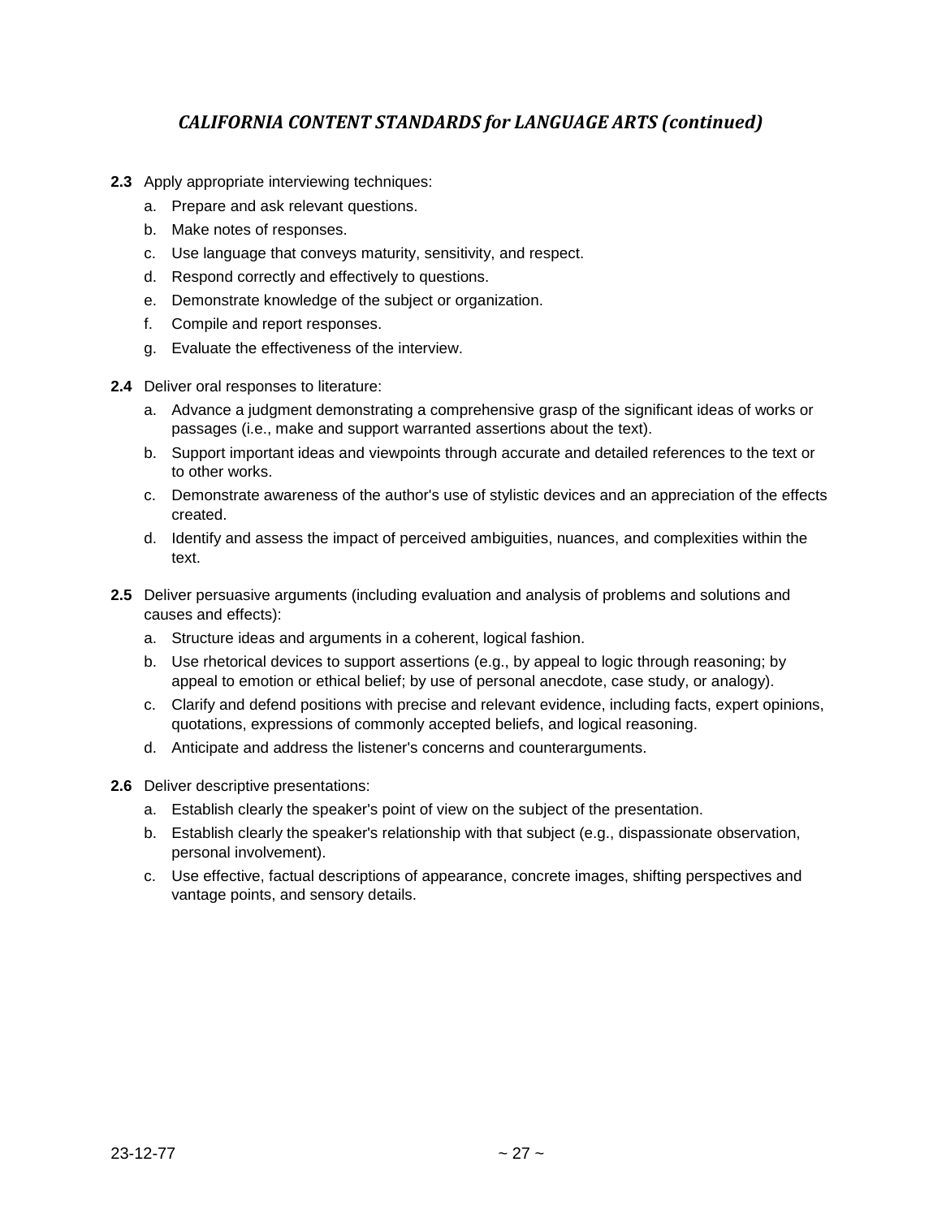## *CALIFORNIA CONTENT STANDARDS for LANGUAGE ARTS (continued)*

**2.3** Apply appropriate interviewing techniques:

a. Prepare and ask relevant questions.
b. Make notes of responses.
c. Use language that conveys maturity, sensitivity, and respect.
d. Respond correctly and effectively to questions.
e. Demonstrate knowledge of the subject or organization.
f. Compile and report responses.
g. Evaluate the effectiveness of the interview.

**2.4** Deliver oral responses to literature:

a. Advance a judgment demonstrating a comprehensive grasp of the significant ideas of works or passages (i.e., make and support warranted assertions about the text).
b. Support important ideas and viewpoints through accurate and detailed references to the text or to other works.
c. Demonstrate awareness of the author's use of stylistic devices and an appreciation of the effects created.
d. Identify and assess the impact of perceived ambiguities, nuances, and complexities within the text.

**2.5** Deliver persuasive arguments (including evaluation and analysis of problems and solutions and causes and effects):

a. Structure ideas and arguments in a coherent, logical fashion.
b. Use rhetorical devices to support assertions (e.g., by appeal to logic through reasoning; by appeal to emotion or ethical belief; by use of personal anecdote, case study, or analogy).
c. Clarify and defend positions with precise and relevant evidence, including facts, expert opinions, quotations, expressions of commonly accepted beliefs, and logical reasoning.
d. Anticipate and address the listener's concerns and counterarguments.

**2.6** Deliver descriptive presentations:

a. Establish clearly the speaker's point of view on the subject of the presentation.
b. Establish clearly the speaker's relationship with that subject (e.g., dispassionate observation, personal involvement).
c. Use effective, factual descriptions of appearance, concrete images, shifting perspectives and vantage points, and sensory details.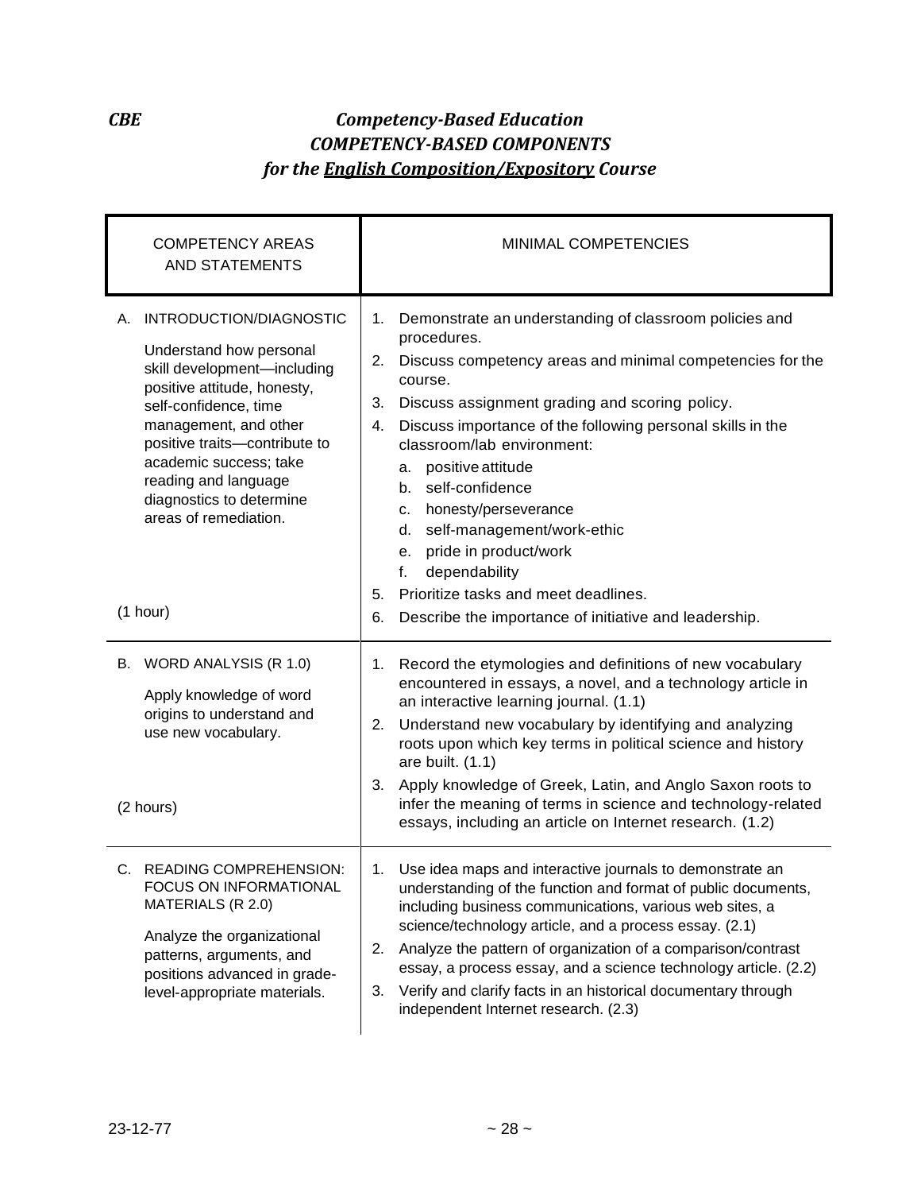*CBE* ***Competency-Based Education***

***COMPETENCY-BASED COMPONENTS***

***for the English Composition/Expository Course***

| COMPETENCY AREAS AND STATEMENTS | MINIMAL COMPETENCIES |
|---|---|
| A. INTRODUCTION/DIAGNOSTIC<br><br>Understand how personal skill development—including positive attitude, honesty, self-confidence, time management, and other positive traits—contribute to academic success; take reading and language diagnostics to determine areas of remediation.<br><br>(1 hour) | 1. Demonstrate an understanding of classroom policies and procedures.<br>2. Discuss competency areas and minimal competencies for the course.<br>3. Discuss assignment grading and scoring policy.<br>4. Discuss importance of the following personal skills in the classroom/lab environment:<br>a. positive attitude<br>b. self-confidence<br>c. honesty/perseverance<br>d. self-management/work-ethic<br>e. pride in product/work<br>f. dependability<br>5. Prioritize tasks and meet deadlines.<br>6. Describe the importance of initiative and leadership. |
| B. WORD ANALYSIS (R 1.0)<br><br>Apply knowledge of word origins to understand and use new vocabulary.<br><br>(2 hours) | 1. Record the etymologies and definitions of new vocabulary encountered in essays, a novel, and a technology article in an interactive learning journal. (1.1)<br>2. Understand new vocabulary by identifying and analyzing roots upon which key terms in political science and history are built. (1.1)<br>3. Apply knowledge of Greek, Latin, and Anglo Saxon roots to infer the meaning of terms in science and technology-related essays, including an article on Internet research. (1.2) |
| C. READING COMPREHENSION: FOCUS ON INFORMATIONAL MATERIALS (R 2.0)<br><br>Analyze the organizational patterns, arguments, and positions advanced in grade-level-appropriate materials. | 1. Use idea maps and interactive journals to demonstrate an understanding of the function and format of public documents, including business communications, various web sites, a science/technology article, and a process essay. (2.1)<br>2. Analyze the pattern of organization of a comparison/contrast essay, a process essay, and a science technology article. (2.2)<br>3. Verify and clarify facts in an historical documentary through independent Internet research. (2.3) |

23-12-77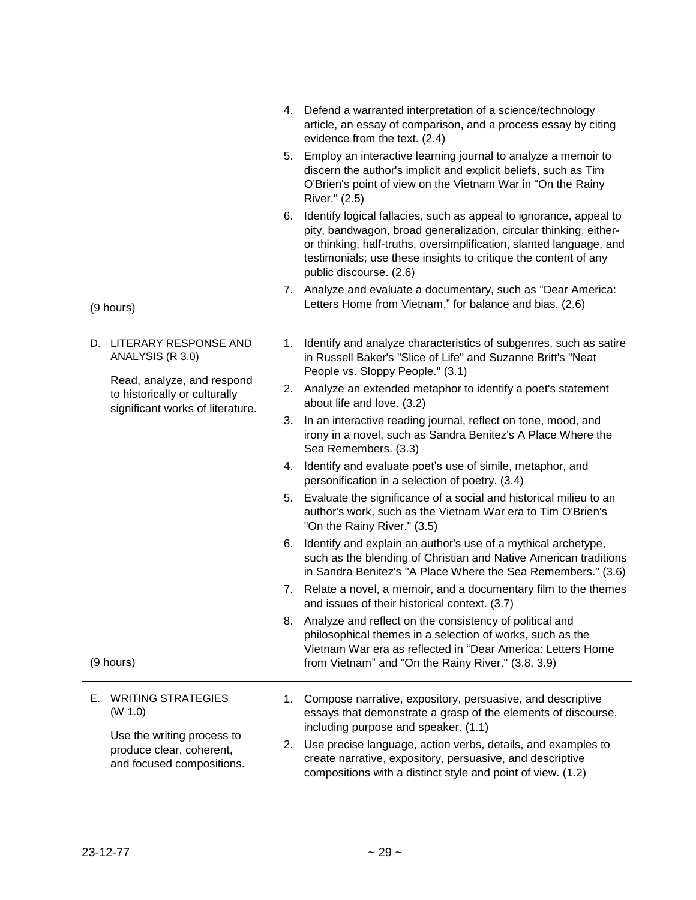| | |
|---|---|
| (9 hours) | 4. Defend a warranted interpretation of a science/technology article, an essay of comparison, and a process essay by citing evidence from the text. (2.4)<br>5. Employ an interactive learning journal to analyze a memoir to discern the author's implicit and explicit beliefs, such as Tim O'Brien's point of view on the Vietnam War in "On the Rainy River." (2.5)<br>6. Identify logical fallacies, such as appeal to ignorance, appeal to pity, bandwagon, broad generalization, circular thinking, either-or thinking, half-truths, oversimplification, slanted language, and testimonials; use these insights to critique the content of any public discourse. (2.6)<br>7. Analyze and evaluate a documentary, such as "Dear America: Letters Home from Vietnam," for balance and bias. (2.6) |
| D. LITERARY RESPONSE AND ANALYSIS (R 3.0)<br><br>Read, analyze, and respond to historically or culturally significant works of literature.<br><br>(9 hours) | 1. Identify and analyze characteristics of subgenres, such as satire in Russell Baker's "Slice of Life" and Suzanne Britt's "Neat People vs. Sloppy People." (3.1)<br>2. Analyze an extended metaphor to identify a poet's statement about life and love. (3.2)<br>3. In an interactive reading journal, reflect on tone, mood, and irony in a novel, such as Sandra Benitez's A Place Where the Sea Remembers. (3.3)<br>4. Identify and evaluate poet's use of simile, metaphor, and personification in a selection of poetry. (3.4)<br>5. Evaluate the significance of a social and historical milieu to an author's work, such as the Vietnam War era to Tim O'Brien's "On the Rainy River." (3.5)<br>6. Identify and explain an author's use of a mythical archetype, such as the blending of Christian and Native American traditions in Sandra Benitez's "A Place Where the Sea Remembers." (3.6)<br>7. Relate a novel, a memoir, and a documentary film to the themes and issues of their historical context. (3.7)<br>8. Analyze and reflect on the consistency of political and philosophical themes in a selection of works, such as the Vietnam War era as reflected in "Dear America: Letters Home from Vietnam" and "On the Rainy River." (3.8, 3.9) |
| E. WRITING STRATEGIES (W 1.0)<br><br>Use the writing process to produce clear, coherent, and focused compositions. | 1. Compose narrative, expository, persuasive, and descriptive essays that demonstrate a grasp of the elements of discourse, including purpose and speaker. (1.1)<br>2. Use precise language, action verbs, details, and examples to create narrative, expository, persuasive, and descriptive compositions with a distinct style and point of view. (1.2) |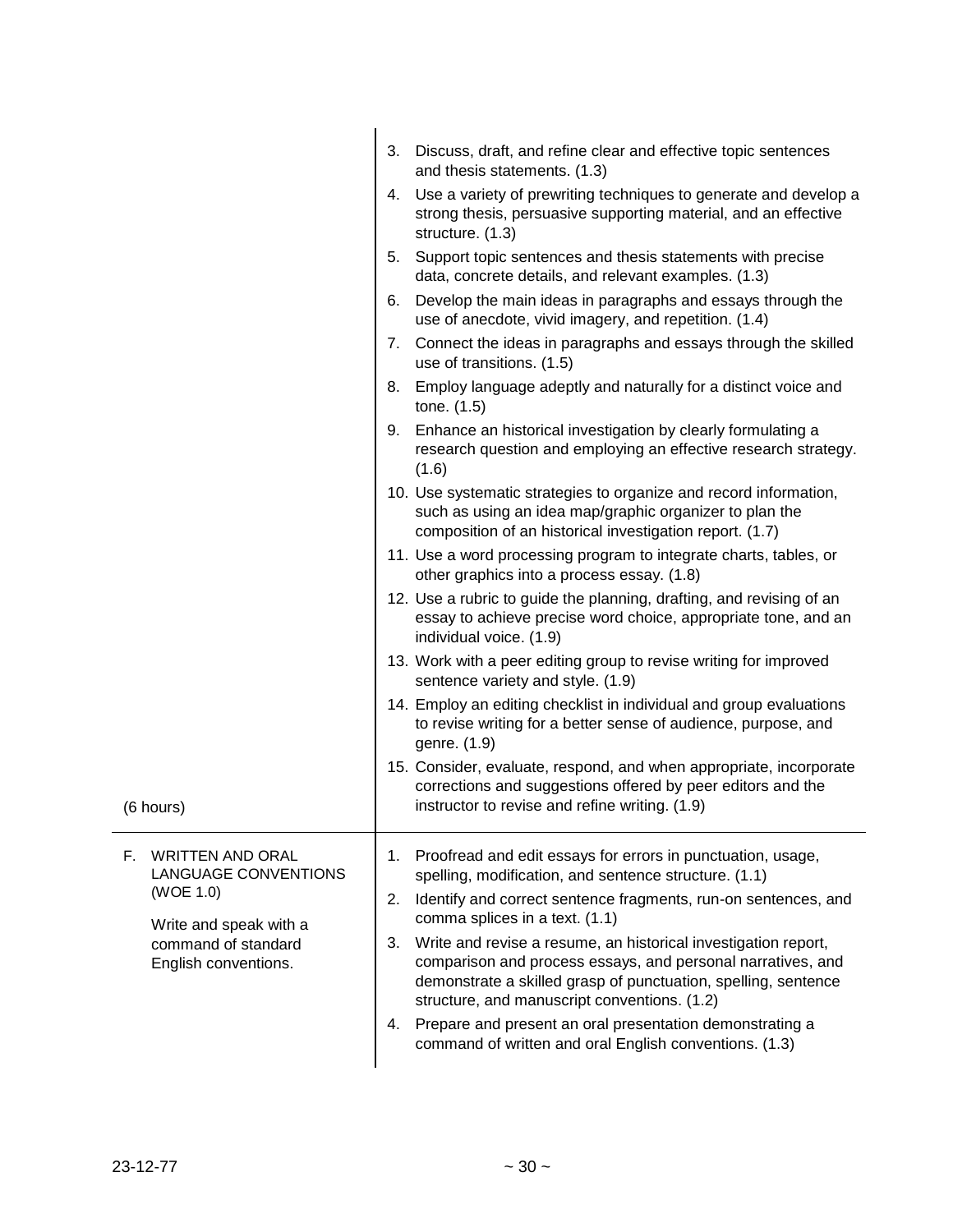| | |
|---|---|
| (6 hours) | 3. Discuss, draft, and refine clear and effective topic sentences and thesis statements. (1.3)<br>4. Use a variety of prewriting techniques to generate and develop a strong thesis, persuasive supporting material, and an effective structure. (1.3)<br>5. Support topic sentences and thesis statements with precise data, concrete details, and relevant examples. (1.3)<br>6. Develop the main ideas in paragraphs and essays through the use of anecdote, vivid imagery, and repetition. (1.4)<br>7. Connect the ideas in paragraphs and essays through the skilled use of transitions. (1.5)<br>8. Employ language adeptly and naturally for a distinct voice and tone. (1.5)<br>9. Enhance an historical investigation by clearly formulating a research question and employing an effective research strategy. (1.6)<br>10. Use systematic strategies to organize and record information, such as using an idea map/graphic organizer to plan the composition of an historical investigation report. (1.7)<br>11. Use a word processing program to integrate charts, tables, or other graphics into a process essay. (1.8)<br>12. Use a rubric to guide the planning, drafting, and revising of an essay to achieve precise word choice, appropriate tone, and an individual voice. (1.9)<br>13. Work with a peer editing group to revise writing for improved sentence variety and style. (1.9)<br>14. Employ an editing checklist in individual and group evaluations to revise writing for a better sense of audience, purpose, and genre. (1.9)<br>15. Consider, evaluate, respond, and when appropriate, incorporate corrections and suggestions offered by peer editors and the instructor to revise and refine writing. (1.9) |
| F. WRITTEN AND ORAL LANGUAGE CONVENTIONS (WOE 1.0)<br><br>Write and speak with a command of standard English conventions. | 1. Proofread and edit essays for errors in punctuation, usage, spelling, modification, and sentence structure. (1.1)<br>2. Identify and correct sentence fragments, run-on sentences, and comma splices in a text. (1.1)<br>3. Write and revise a resume, an historical investigation report, comparison and process essays, and personal narratives, and demonstrate a skilled grasp of punctuation, spelling, sentence structure, and manuscript conventions. (1.2)<br>4. Prepare and present an oral presentation demonstrating a command of written and oral English conventions. (1.3) |

23-12-77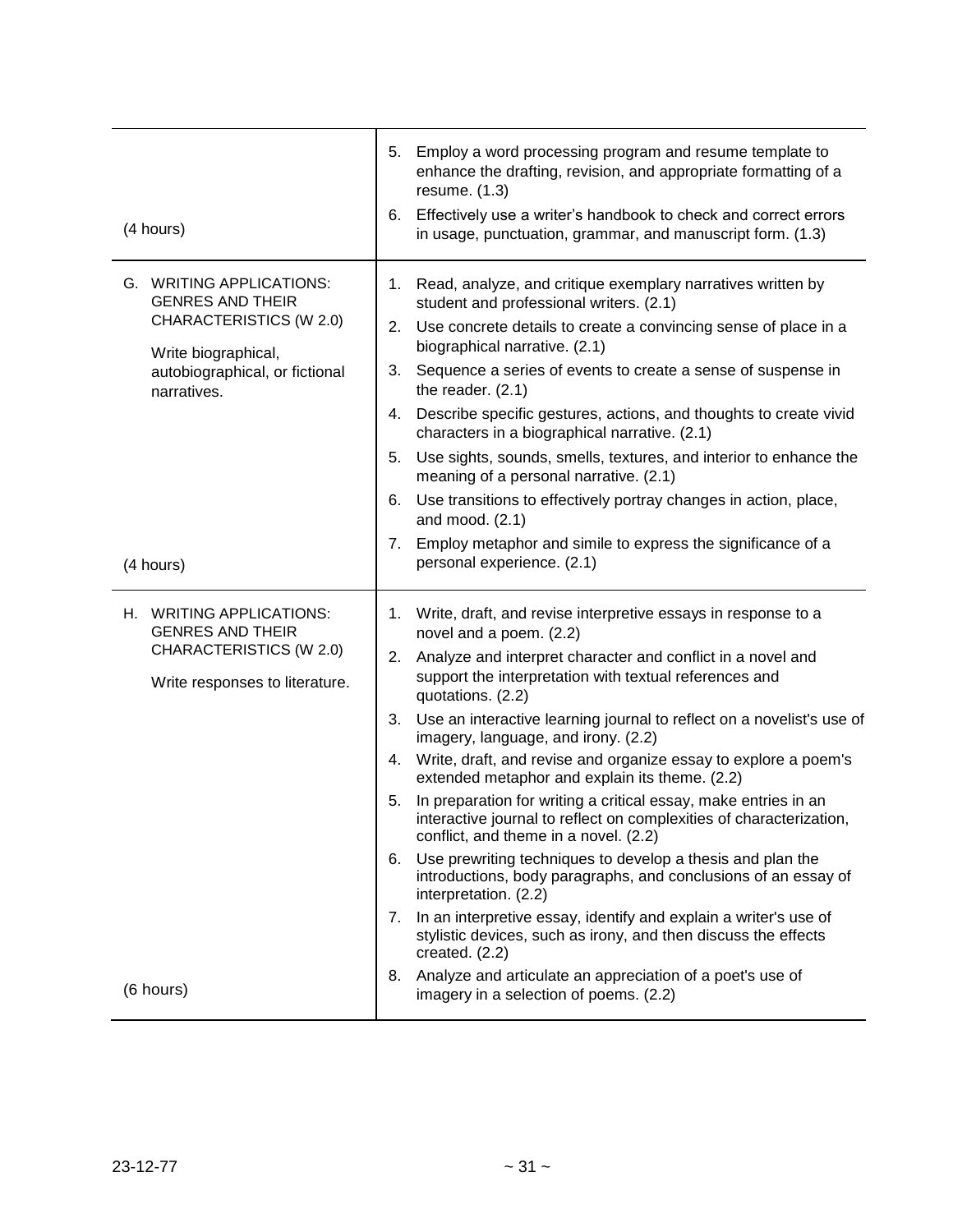| | |
|---|---|
| (4 hours) | 5. Employ a word processing program and resume template to enhance the drafting, revision, and appropriate formatting of a resume. (1.3)<br>6. Effectively use a writer's handbook to check and correct errors in usage, punctuation, grammar, and manuscript form. (1.3) |
| G. WRITING APPLICATIONS: GENRES AND THEIR CHARACTERISTICS (W 2.0)<br><br>Write biographical, autobiographical, or fictional narratives.<br><br>(4 hours) | 1. Read, analyze, and critique exemplary narratives written by student and professional writers. (2.1)<br>2. Use concrete details to create a convincing sense of place in a biographical narrative. (2.1)<br>3. Sequence a series of events to create a sense of suspense in the reader. (2.1)<br>4. Describe specific gestures, actions, and thoughts to create vivid characters in a biographical narrative. (2.1)<br>5. Use sights, sounds, smells, textures, and interior to enhance the meaning of a personal narrative. (2.1)<br>6. Use transitions to effectively portray changes in action, place, and mood. (2.1)<br>7. Employ metaphor and simile to express the significance of a personal experience. (2.1) |
| H. WRITING APPLICATIONS: GENRES AND THEIR CHARACTERISTICS (W 2.0)<br><br>Write responses to literature.<br><br>(6 hours) | 1. Write, draft, and revise interpretive essays in response to a novel and a poem. (2.2)<br>2. Analyze and interpret character and conflict in a novel and support the interpretation with textual references and quotations. (2.2)<br>3. Use an interactive learning journal to reflect on a novelist's use of imagery, language, and irony. (2.2)<br>4. Write, draft, and revise and organize essay to explore a poem's extended metaphor and explain its theme. (2.2)<br>5. In preparation for writing a critical essay, make entries in an interactive journal to reflect on complexities of characterization, conflict, and theme in a novel. (2.2)<br>6. Use prewriting techniques to develop a thesis and plan the introductions, body paragraphs, and conclusions of an essay of interpretation. (2.2)<br>7. In an interpretive essay, identify and explain a writer's use of stylistic devices, such as irony, and then discuss the effects created. (2.2)<br>8. Analyze and articulate an appreciation of a poet's use of imagery in a selection of poems. (2.2) |

23-12-77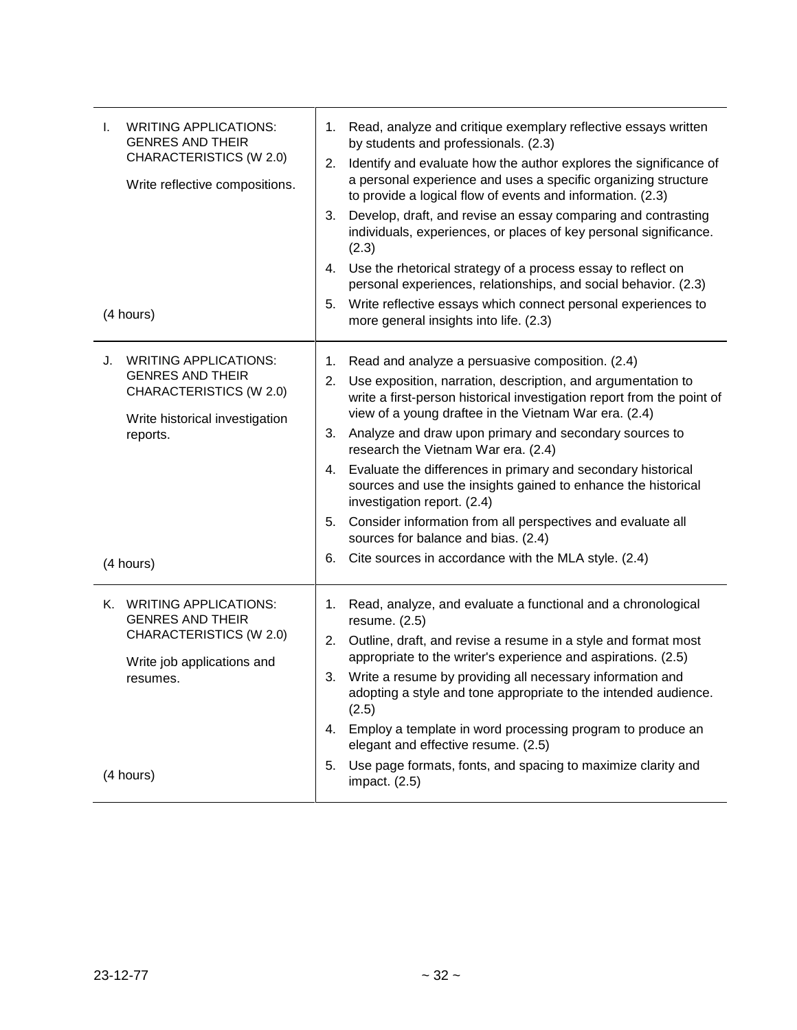| | |
|---|---|
| I. WRITING APPLICATIONS: GENRES AND THEIR CHARACTERISTICS (W 2.0)<br><br>Write reflective compositions.<br><br>(4 hours) | 1. Read, analyze and critique exemplary reflective essays written by students and professionals. (2.3)<br>2. Identify and evaluate how the author explores the significance of a personal experience and uses a specific organizing structure to provide a logical flow of events and information. (2.3)<br>3. Develop, draft, and revise an essay comparing and contrasting individuals, experiences, or places of key personal significance. (2.3)<br>4. Use the rhetorical strategy of a process essay to reflect on personal experiences, relationships, and social behavior. (2.3)<br>5. Write reflective essays which connect personal experiences to more general insights into life. (2.3) |
| J. WRITING APPLICATIONS: GENRES AND THEIR CHARACTERISTICS (W 2.0)<br><br>Write historical investigation reports.<br><br>(4 hours) | 1. Read and analyze a persuasive composition. (2.4)<br>2. Use exposition, narration, description, and argumentation to write a first-person historical investigation report from the point of view of a young draftee in the Vietnam War era. (2.4)<br>3. Analyze and draw upon primary and secondary sources to research the Vietnam War era. (2.4)<br>4. Evaluate the differences in primary and secondary historical sources and use the insights gained to enhance the historical investigation report. (2.4)<br>5. Consider information from all perspectives and evaluate all sources for balance and bias. (2.4)<br>6. Cite sources in accordance with the MLA style. (2.4) |
| K. WRITING APPLICATIONS: GENRES AND THEIR CHARACTERISTICS (W 2.0)<br><br>Write job applications and resumes.<br><br>(4 hours) | 1. Read, analyze, and evaluate a functional and a chronological resume. (2.5)<br>2. Outline, draft, and revise a resume in a style and format most appropriate to the writer's experience and aspirations. (2.5)<br>3. Write a resume by providing all necessary information and adopting a style and tone appropriate to the intended audience. (2.5)<br>4. Employ a template in word processing program to produce an elegant and effective resume. (2.5)<br>5. Use page formats, fonts, and spacing to maximize clarity and impact. (2.5) |

23-12-77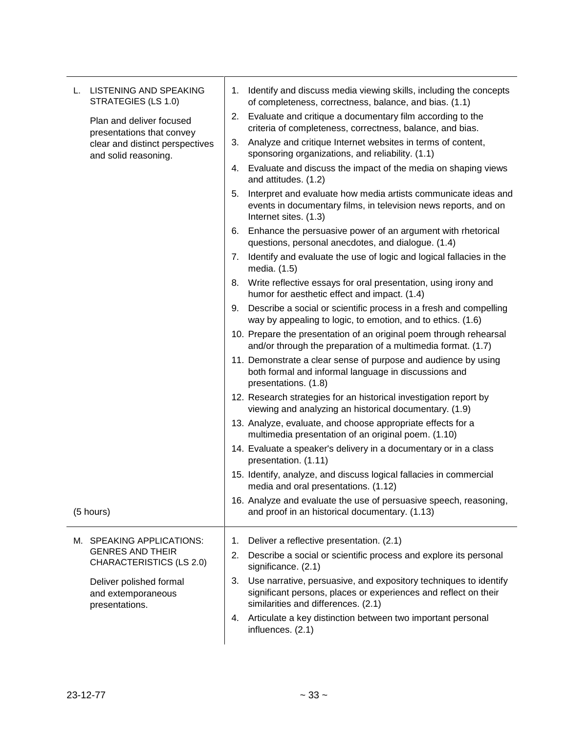| | |
|---|---|
| L. LISTENING AND SPEAKING STRATEGIES (LS 1.0)<br><br>Plan and deliver focused presentations that convey clear and distinct perspectives and solid reasoning.<br><br>(5 hours) | 1. Identify and discuss media viewing skills, including the concepts of completeness, correctness, balance, and bias. (1.1)<br>2. Evaluate and critique a documentary film according to the criteria of completeness, correctness, balance, and bias.<br>3. Analyze and critique Internet websites in terms of content, sponsoring organizations, and reliability. (1.1)<br>4. Evaluate and discuss the impact of the media on shaping views and attitudes. (1.2)<br>5. Interpret and evaluate how media artists communicate ideas and events in documentary films, in television news reports, and on Internet sites. (1.3)<br>6. Enhance the persuasive power of an argument with rhetorical questions, personal anecdotes, and dialogue. (1.4)<br>7. Identify and evaluate the use of logic and logical fallacies in the media. (1.5)<br>8. Write reflective essays for oral presentation, using irony and humor for aesthetic effect and impact. (1.4)<br>9. Describe a social or scientific process in a fresh and compelling way by appealing to logic, to emotion, and to ethics. (1.6)<br>10. Prepare the presentation of an original poem through rehearsal and/or through the preparation of a multimedia format. (1.7)<br>11. Demonstrate a clear sense of purpose and audience by using both formal and informal language in discussions and presentations. (1.8)<br>12. Research strategies for an historical investigation report by viewing and analyzing an historical documentary. (1.9)<br>13. Analyze, evaluate, and choose appropriate effects for a multimedia presentation of an original poem. (1.10)<br>14. Evaluate a speaker's delivery in a documentary or in a class presentation. (1.11)<br>15. Identify, analyze, and discuss logical fallacies in commercial media and oral presentations. (1.12)<br>16. Analyze and evaluate the use of persuasive speech, reasoning, and proof in an historical documentary. (1.13) |
| M. SPEAKING APPLICATIONS: GENRES AND THEIR CHARACTERISTICS (LS 2.0)<br><br>Deliver polished formal and extemporaneous presentations. | 1. Deliver a reflective presentation. (2.1)<br>2. Describe a social or scientific process and explore its personal significance. (2.1)<br>3. Use narrative, persuasive, and expository techniques to identify significant persons, places or experiences and reflect on their similarities and differences. (2.1)<br>4. Articulate a key distinction between two important personal influences. (2.1) |

23-12-77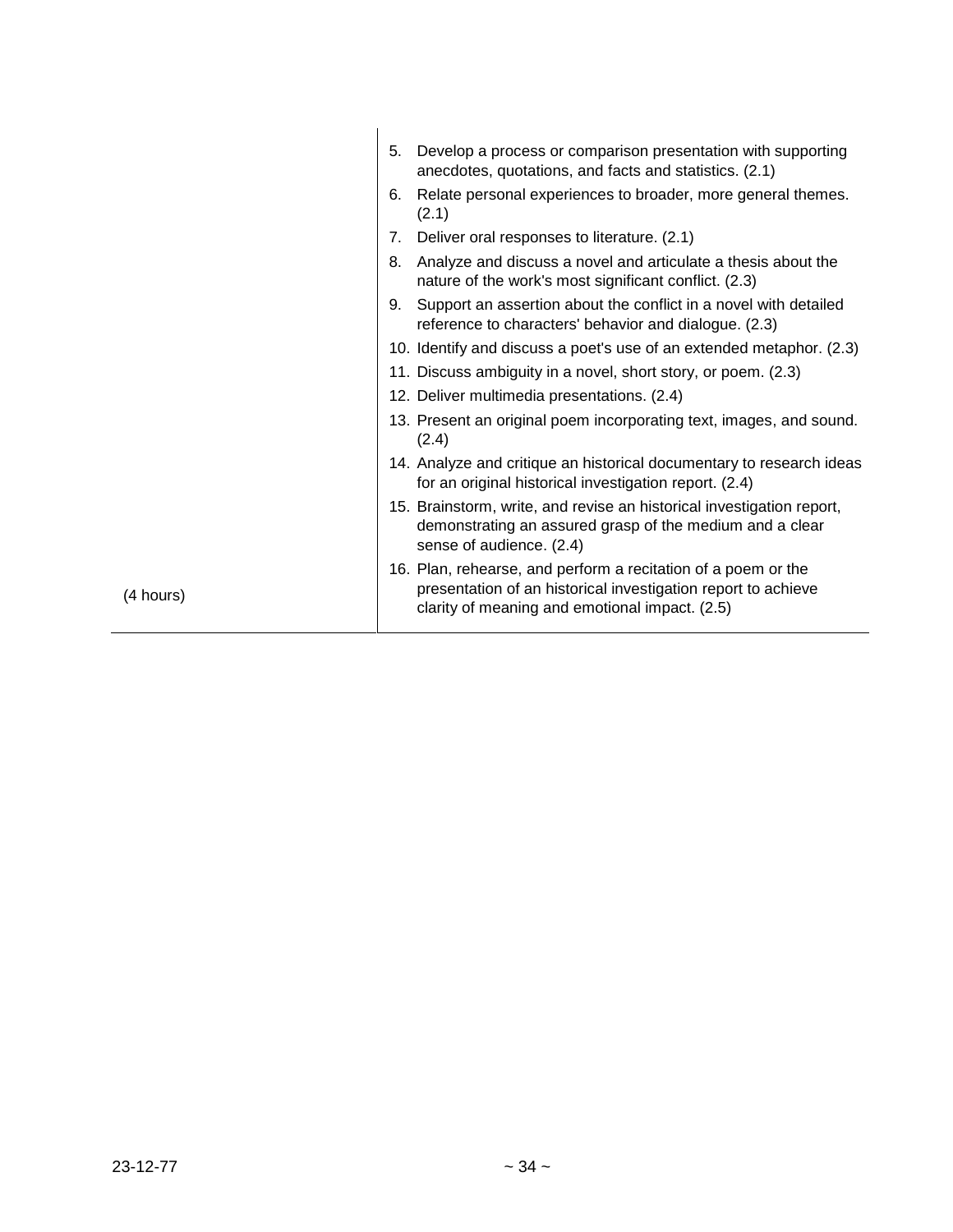| | |
|---|---|
| (4 hours) | 5. Develop a process or comparison presentation with supporting anecdotes, quotations, and facts and statistics. (2.1)<br>6. Relate personal experiences to broader, more general themes. (2.1)<br>7. Deliver oral responses to literature. (2.1)<br>8. Analyze and discuss a novel and articulate a thesis about the nature of the work's most significant conflict. (2.3)<br>9. Support an assertion about the conflict in a novel with detailed reference to characters' behavior and dialogue. (2.3)<br>10. Identify and discuss a poet's use of an extended metaphor. (2.3)<br>11. Discuss ambiguity in a novel, short story, or poem. (2.3)<br>12. Deliver multimedia presentations. (2.4)<br>13. Present an original poem incorporating text, images, and sound. (2.4)<br>14. Analyze and critique an historical documentary to research ideas for an original historical investigation report. (2.4)<br>15. Brainstorm, write, and revise an historical investigation report, demonstrating an assured grasp of the medium and a clear sense of audience. (2.4)<br>16. Plan, rehearse, and perform a recitation of a poem or the presentation of an historical investigation report to achieve clarity of meaning and emotional impact. (2.5) |

23-12-77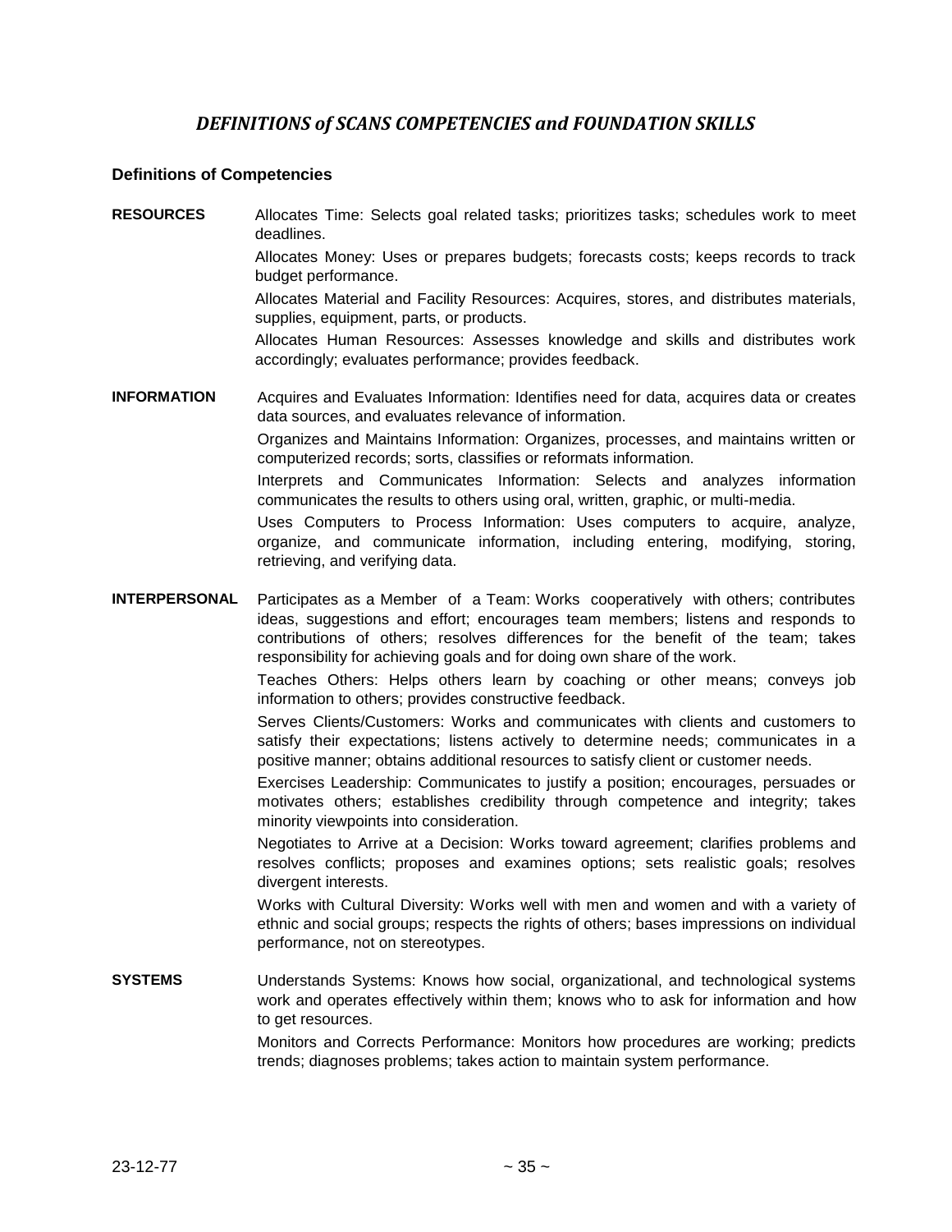## *DEFINITIONS of SCANS COMPETENCIES and FOUNDATION SKILLS*

### Definitions of Competencies

**RESOURCES**

Allocates Time: Selects goal related tasks; prioritizes tasks; schedules work to meet deadlines.

Allocates Money: Uses or prepares budgets; forecasts costs; keeps records to track budget performance.

Allocates Material and Facility Resources: Acquires, stores, and distributes materials, supplies, equipment, parts, or products.

Allocates Human Resources: Assesses knowledge and skills and distributes work accordingly; evaluates performance; provides feedback.

**INFORMATION**

Acquires and Evaluates Information: Identifies need for data, acquires data or creates data sources, and evaluates relevance of information.

Organizes and Maintains Information: Organizes, processes, and maintains written or computerized records; sorts, classifies or reformats information.

Interprets and Communicates Information: Selects and analyzes information communicates the results to others using oral, written, graphic, or multi-media.

Uses Computers to Process Information: Uses computers to acquire, analyze, organize, and communicate information, including entering, modifying, storing, retrieving, and verifying data.

**INTERPERSONAL**

Participates as a Member of a Team: Works cooperatively with others; contributes ideas, suggestions and effort; encourages team members; listens and responds to contributions of others; resolves differences for the benefit of the team; takes responsibility for achieving goals and for doing own share of the work.

Teaches Others: Helps others learn by coaching or other means; conveys job information to others; provides constructive feedback.

Serves Clients/Customers: Works and communicates with clients and customers to satisfy their expectations; listens actively to determine needs; communicates in a positive manner; obtains additional resources to satisfy client or customer needs.

Exercises Leadership: Communicates to justify a position; encourages, persuades or motivates others; establishes credibility through competence and integrity; takes minority viewpoints into consideration.

Negotiates to Arrive at a Decision: Works toward agreement; clarifies problems and resolves conflicts; proposes and examines options; sets realistic goals; resolves divergent interests.

Works with Cultural Diversity: Works well with men and women and with a variety of ethnic and social groups; respects the rights of others; bases impressions on individual performance, not on stereotypes.

**SYSTEMS**

Understands Systems: Knows how social, organizational, and technological systems work and operates effectively within them; knows who to ask for information and how to get resources.

Monitors and Corrects Performance: Monitors how procedures are working; predicts trends; diagnoses problems; takes action to maintain system performance.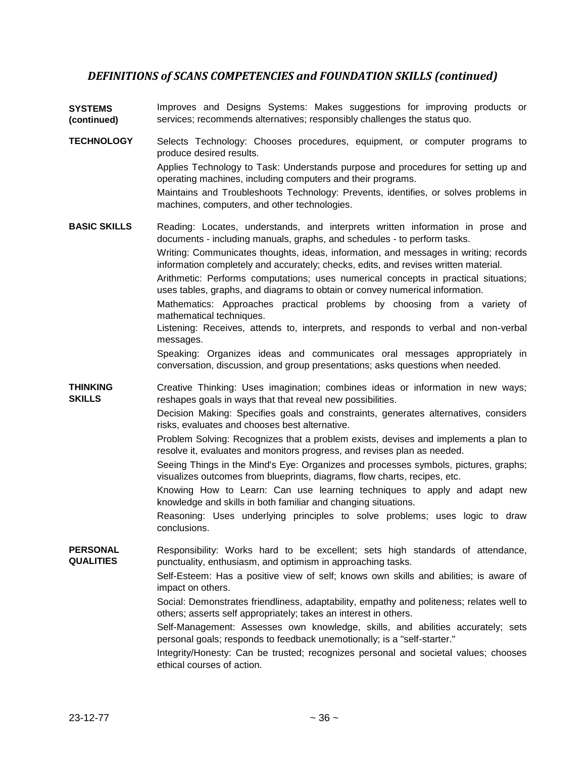## *DEFINITIONS of SCANS COMPETENCIES and FOUNDATION SKILLS (continued)*

**SYSTEMS (continued)**

Improves and Designs Systems: Makes suggestions for improving products or services; recommends alternatives; responsibly challenges the status quo.

**TECHNOLOGY**

Selects Technology: Chooses procedures, equipment, or computer programs to produce desired results.

Applies Technology to Task: Understands purpose and procedures for setting up and operating machines, including computers and their programs.

Maintains and Troubleshoots Technology: Prevents, identifies, or solves problems in machines, computers, and other technologies.

**BASIC SKILLS**

Reading: Locates, understands, and interprets written information in prose and documents - including manuals, graphs, and schedules - to perform tasks.

Writing: Communicates thoughts, ideas, information, and messages in writing; records information completely and accurately; checks, edits, and revises written material.

Arithmetic: Performs computations; uses numerical concepts in practical situations; uses tables, graphs, and diagrams to obtain or convey numerical information.

Mathematics: Approaches practical problems by choosing from a variety of mathematical techniques.

Listening: Receives, attends to, interprets, and responds to verbal and non-verbal messages.

Speaking: Organizes ideas and communicates oral messages appropriately in conversation, discussion, and group presentations; asks questions when needed.

**THINKING SKILLS**

Creative Thinking: Uses imagination; combines ideas or information in new ways; reshapes goals in ways that that reveal new possibilities.

Decision Making: Specifies goals and constraints, generates alternatives, considers risks, evaluates and chooses best alternative.

Problem Solving: Recognizes that a problem exists, devises and implements a plan to resolve it, evaluates and monitors progress, and revises plan as needed.

Seeing Things in the Mind's Eye: Organizes and processes symbols, pictures, graphs; visualizes outcomes from blueprints, diagrams, flow charts, recipes, etc.

Knowing How to Learn: Can use learning techniques to apply and adapt new knowledge and skills in both familiar and changing situations.

Reasoning: Uses underlying principles to solve problems; uses logic to draw conclusions.

**PERSONAL QUALITIES**

Responsibility: Works hard to be excellent; sets high standards of attendance, punctuality, enthusiasm, and optimism in approaching tasks.

Self-Esteem: Has a positive view of self; knows own skills and abilities; is aware of impact on others.

Social: Demonstrates friendliness, adaptability, empathy and politeness; relates well to others; asserts self appropriately; takes an interest in others.

Self-Management: Assesses own knowledge, skills, and abilities accurately; sets personal goals; responds to feedback unemotionally; is a "self-starter."

Integrity/Honesty: Can be trusted; recognizes personal and societal values; chooses ethical courses of action.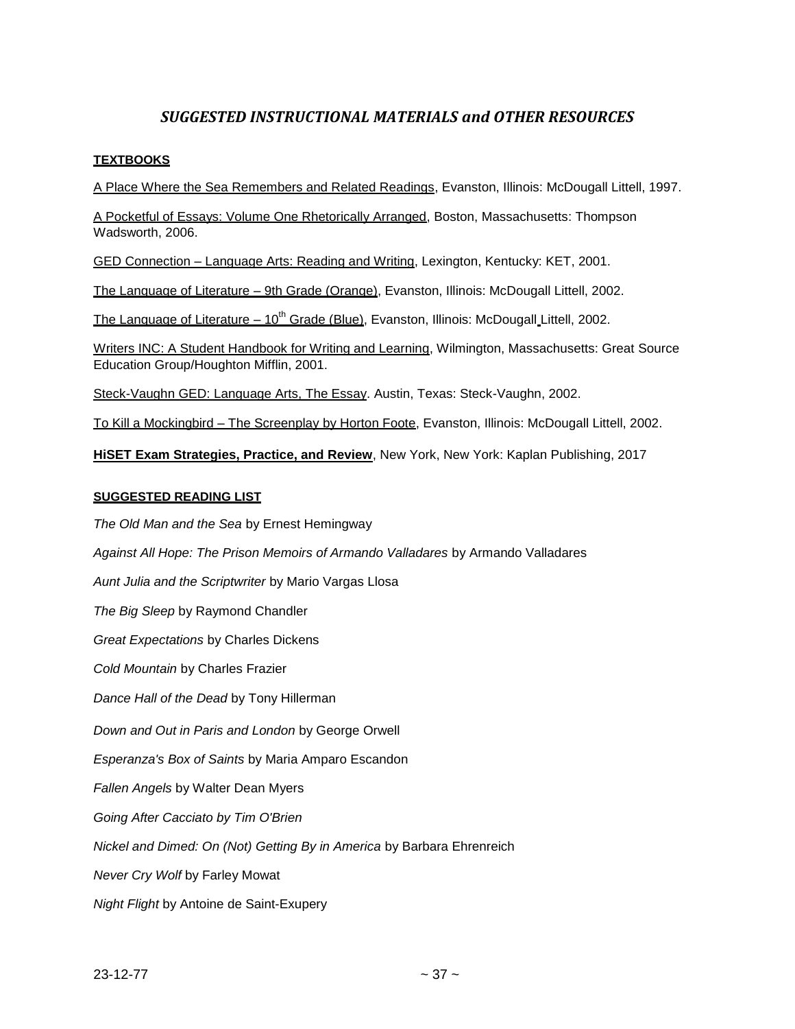## *SUGGESTED INSTRUCTIONAL MATERIALS and OTHER RESOURCES*

**TEXTBOOKS**

A Place Where the Sea Remembers and Related Readings, Evanston, Illinois: McDougall Littell, 1997.

A Pocketful of Essays: Volume One Rhetorically Arranged, Boston, Massachusetts: Thompson Wadsworth, 2006.

GED Connection – Language Arts: Reading and Writing, Lexington, Kentucky: KET, 2001.

The Language of Literature – 9th Grade (Orange), Evanston, Illinois: McDougall Littell, 2002.

The Language of Literature – 10th Grade (Blue), Evanston, Illinois: McDougall Littell, 2002.

Writers INC: A Student Handbook for Writing and Learning, Wilmington, Massachusetts: Great Source Education Group/Houghton Mifflin, 2001.

Steck-Vaughn GED: Language Arts, The Essay. Austin, Texas: Steck-Vaughn, 2002.

To Kill a Mockingbird – The Screenplay by Horton Foote, Evanston, Illinois: McDougall Littell, 2002.

**HiSET Exam Strategies, Practice, and Review**, New York, New York: Kaplan Publishing, 2017

**SUGGESTED READING LIST**

*The Old Man and the Sea* by Ernest Hemingway

*Against All Hope: The Prison Memoirs of Armando Valladares* by Armando Valladares

*Aunt Julia and the Scriptwriter* by Mario Vargas Llosa

*The Big Sleep* by Raymond Chandler

*Great Expectations* by Charles Dickens

*Cold Mountain* by Charles Frazier

*Dance Hall of the Dead* by Tony Hillerman

*Down and Out in Paris and London* by George Orwell

*Esperanza's Box of Saints* by Maria Amparo Escandon

*Fallen Angels* by Walter Dean Myers

*Going After Cacciato by Tim O'Brien*

*Nickel and Dimed: On (Not) Getting By in America* by Barbara Ehrenreich

*Never Cry Wolf* by Farley Mowat

*Night Flight* by Antoine de Saint-Exupery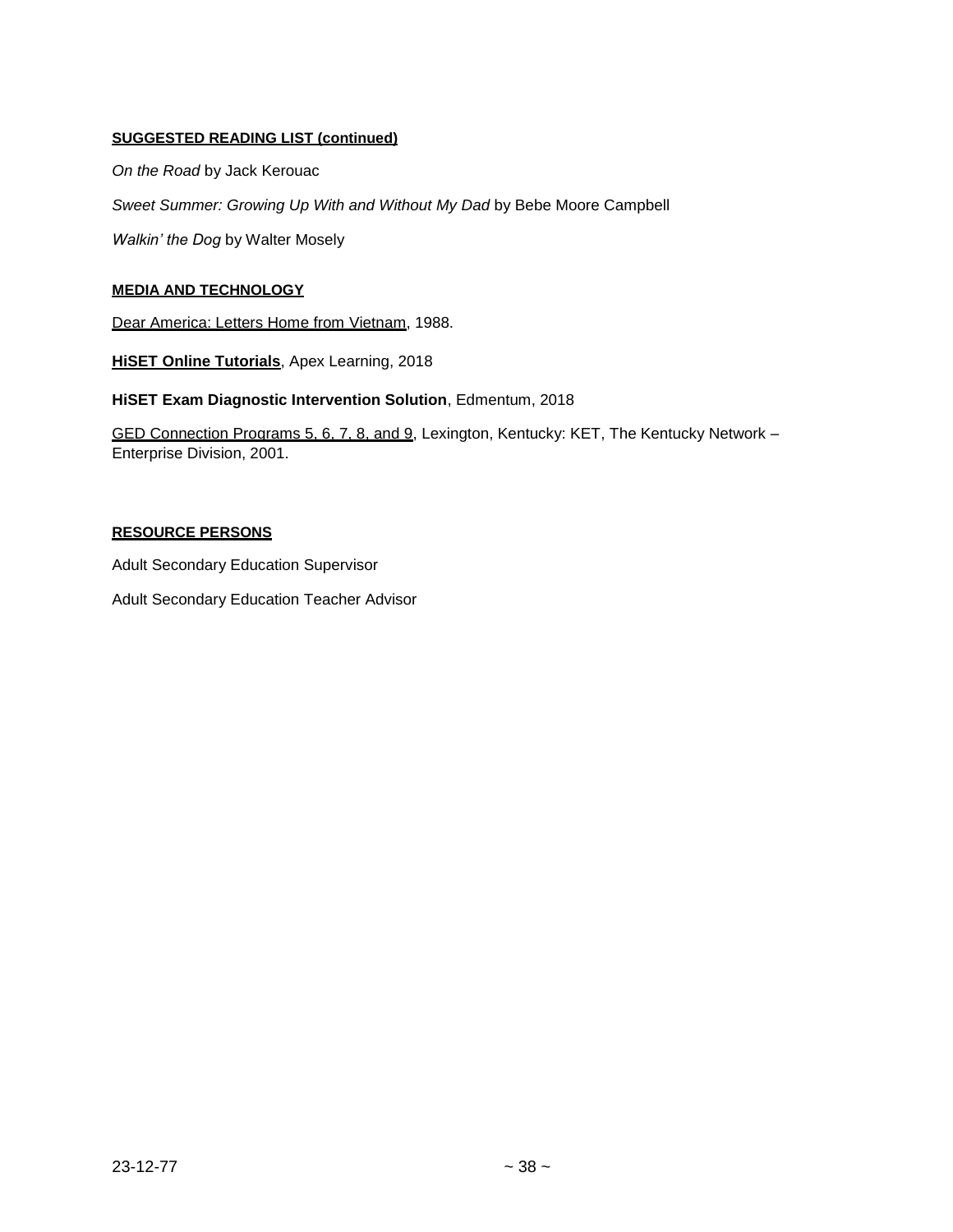**SUGGESTED READING LIST (continued)**

*On the Road* by Jack Kerouac

*Sweet Summer: Growing Up With and Without My Dad* by Bebe Moore Campbell

*Walkin' the Dog* by Walter Mosely

**MEDIA AND TECHNOLOGY**

Dear America: Letters Home from Vietnam, 1988.

**HiSET Online Tutorials**, Apex Learning, 2018

**HiSET Exam Diagnostic Intervention Solution**, Edmentum, 2018

GED Connection Programs 5, 6, 7, 8, and 9, Lexington, Kentucky: KET, The Kentucky Network – Enterprise Division, 2001.

**RESOURCE PERSONS**

Adult Secondary Education Supervisor

Adult Secondary Education Teacher Advisor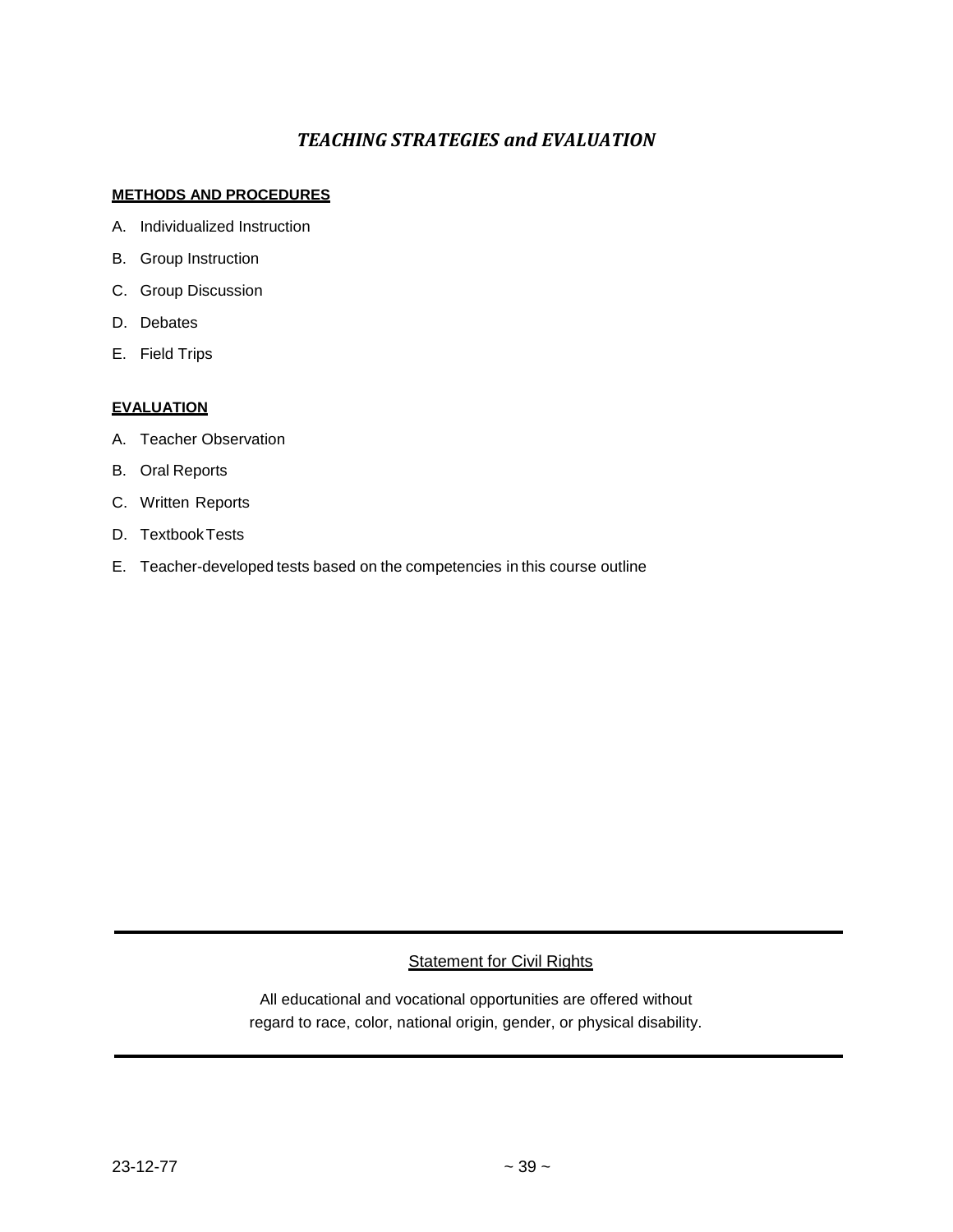# *TEACHING STRATEGIES and EVALUATION*

**METHODS AND PROCEDURES**

A. Individualized Instruction

B. Group Instruction

C. Group Discussion

D. Debates

E. Field Trips

**EVALUATION**

A. Teacher Observation

B. Oral Reports

C. Written Reports

D. Textbook Tests

E. Teacher-developed tests based on the competencies in this course outline

---

Statement for Civil Rights

All educational and vocational opportunities are offered without regard to race, color, national origin, gender, or physical disability.

---